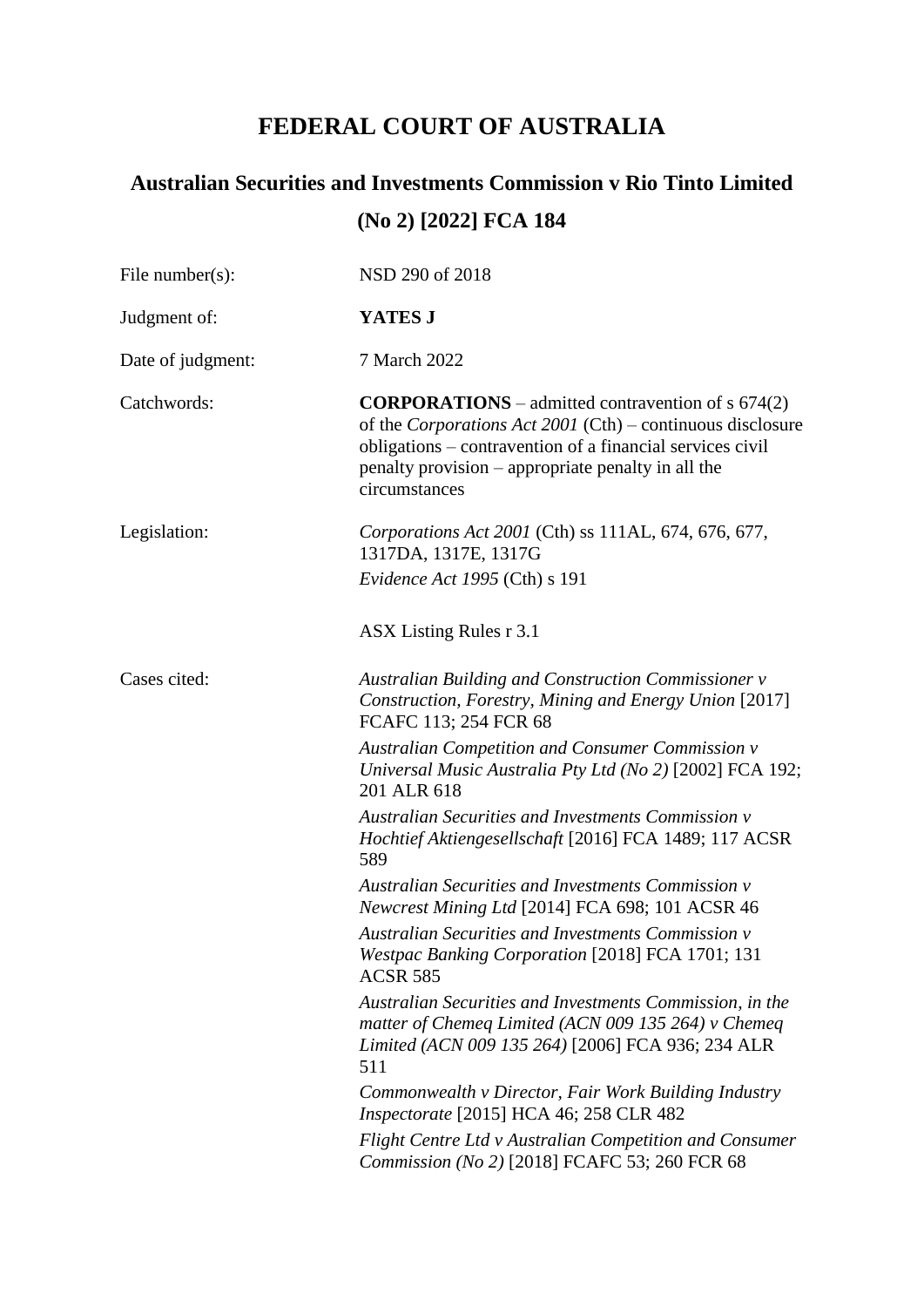# FEDERAL COURT OF AUSTRALIA

## Australian Securities and Investments Commission v Rio Tinto Limited (No 2) [2022] FCA 184

| | |
|---|---|
| File number(s): | NSD 290 of 2018 |
| Judgment of: | **YATES J** |
| Date of judgment: | 7 March 2022 |
| Catchwords: | **CORPORATIONS** – admitted contravention of s 674(2) of the *Corporations Act 2001* (Cth) – continuous disclosure obligations – contravention of a financial services civil penalty provision – appropriate penalty in all the circumstances |
| Legislation: | *Corporations Act 2001* (Cth) ss 111AL, 674, 676, 677, 1317DA, 1317E, 1317G<br>*Evidence Act 1995* (Cth) s 191<br><br>ASX Listing Rules r 3.1 |
| Cases cited: | *Australian Building and Construction Commissioner v Construction, Forestry, Mining and Energy Union* [2017] FCAFC 113; 254 FCR 68<br>*Australian Competition and Consumer Commission v Universal Music Australia Pty Ltd (No 2)* [2002] FCA 192; 201 ALR 618<br>*Australian Securities and Investments Commission v Hochtief Aktiengesellschaft* [2016] FCA 1489; 117 ACSR 589<br>*Australian Securities and Investments Commission v Newcrest Mining Ltd* [2014] FCA 698; 101 ACSR 46<br>*Australian Securities and Investments Commission v Westpac Banking Corporation* [2018] FCA 1701; 131 ACSR 585<br>*Australian Securities and Investments Commission, in the matter of Chemeq Limited (ACN 009 135 264) v Chemeq Limited (ACN 009 135 264)* [2006] FCA 936; 234 ALR 511<br>*Commonwealth v Director, Fair Work Building Industry Inspectorate* [2015] HCA 46; 258 CLR 482<br>*Flight Centre Ltd v Australian Competition and Consumer Commission (No 2)* [2018] FCAFC 53; 260 FCR 68 |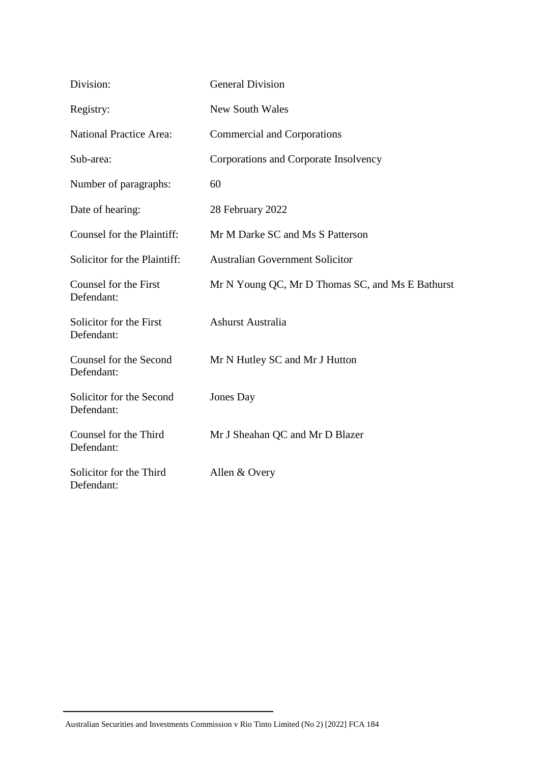| | |
|---|---|
| Division: | General Division |
| Registry: | New South Wales |
| National Practice Area: | Commercial and Corporations |
| Sub-area: | Corporations and Corporate Insolvency |
| Number of paragraphs: | 60 |
| Date of hearing: | 28 February 2022 |
| Counsel for the Plaintiff: | Mr M Darke SC and Ms S Patterson |
| Solicitor for the Plaintiff: | Australian Government Solicitor |
| Counsel for the First Defendant: | Mr N Young QC, Mr D Thomas SC, and Ms E Bathurst |
| Solicitor for the First Defendant: | Ashurst Australia |
| Counsel for the Second Defendant: | Mr N Hutley SC and Mr J Hutton |
| Solicitor for the Second Defendant: | Jones Day |
| Counsel for the Third Defendant: | Mr J Sheahan QC and Mr D Blazer |
| Solicitor for the Third Defendant: | Allen & Overy |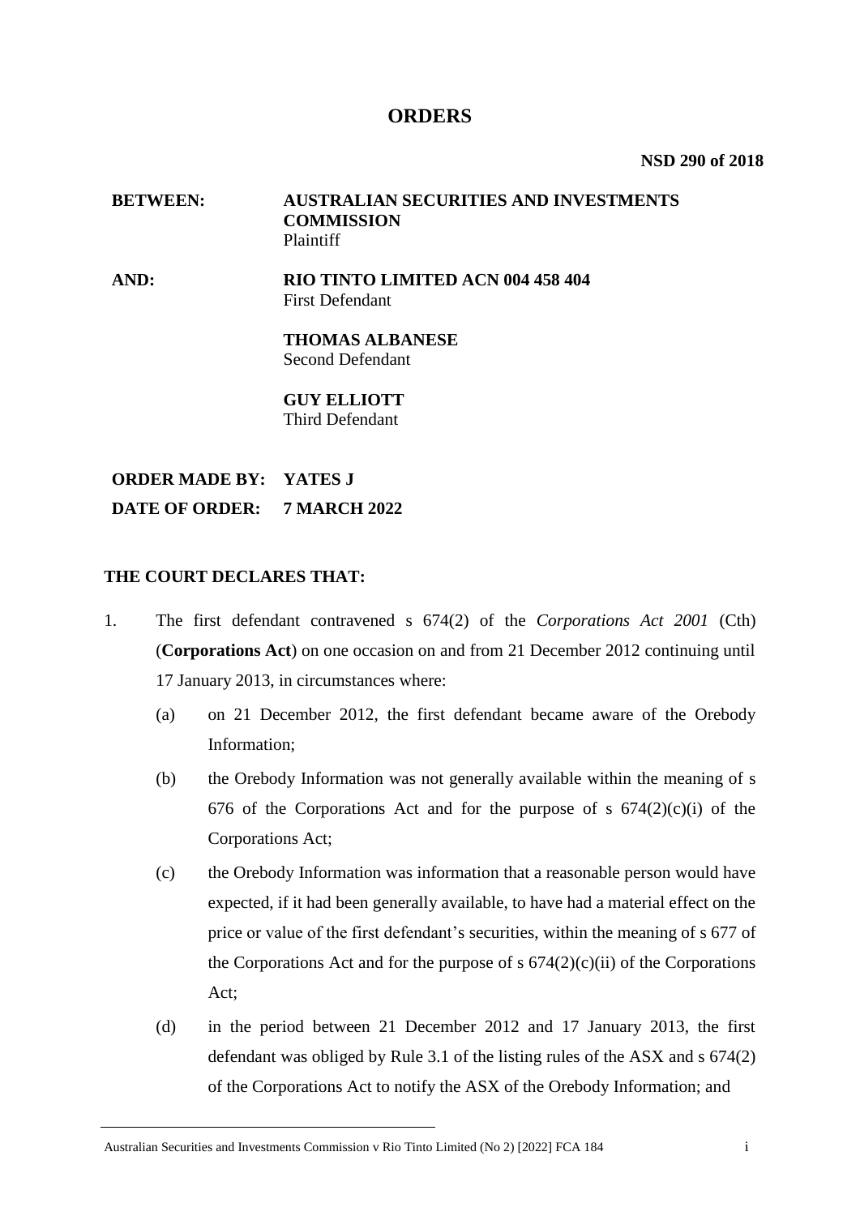# ORDERS

**NSD 290 of 2018**

**BETWEEN:** **AUSTRALIAN SECURITIES AND INVESTMENTS COMMISSION**
Plaintiff

**AND:** **RIO TINTO LIMITED ACN 004 458 404**
First Defendant

**THOMAS ALBANESE**
Second Defendant

**GUY ELLIOTT**
Third Defendant

**ORDER MADE BY:** **YATES J**

**DATE OF ORDER:** **7 MARCH 2022**

**THE COURT DECLARES THAT:**

1. The first defendant contravened s 674(2) of the *Corporations Act 2001* (Cth) (**Corporations Act**) on one occasion on and from 21 December 2012 continuing until 17 January 2013, in circumstances where:

   (a) on 21 December 2012, the first defendant became aware of the Orebody Information;

   (b) the Orebody Information was not generally available within the meaning of s 676 of the Corporations Act and for the purpose of s 674(2)(c)(i) of the Corporations Act;

   (c) the Orebody Information was information that a reasonable person would have expected, if it had been generally available, to have had a material effect on the price or value of the first defendant's securities, within the meaning of s 677 of the Corporations Act and for the purpose of s 674(2)(c)(ii) of the Corporations Act;

   (d) in the period between 21 December 2012 and 17 January 2013, the first defendant was obliged by Rule 3.1 of the listing rules of the ASX and s 674(2) of the Corporations Act to notify the ASX of the Orebody Information; and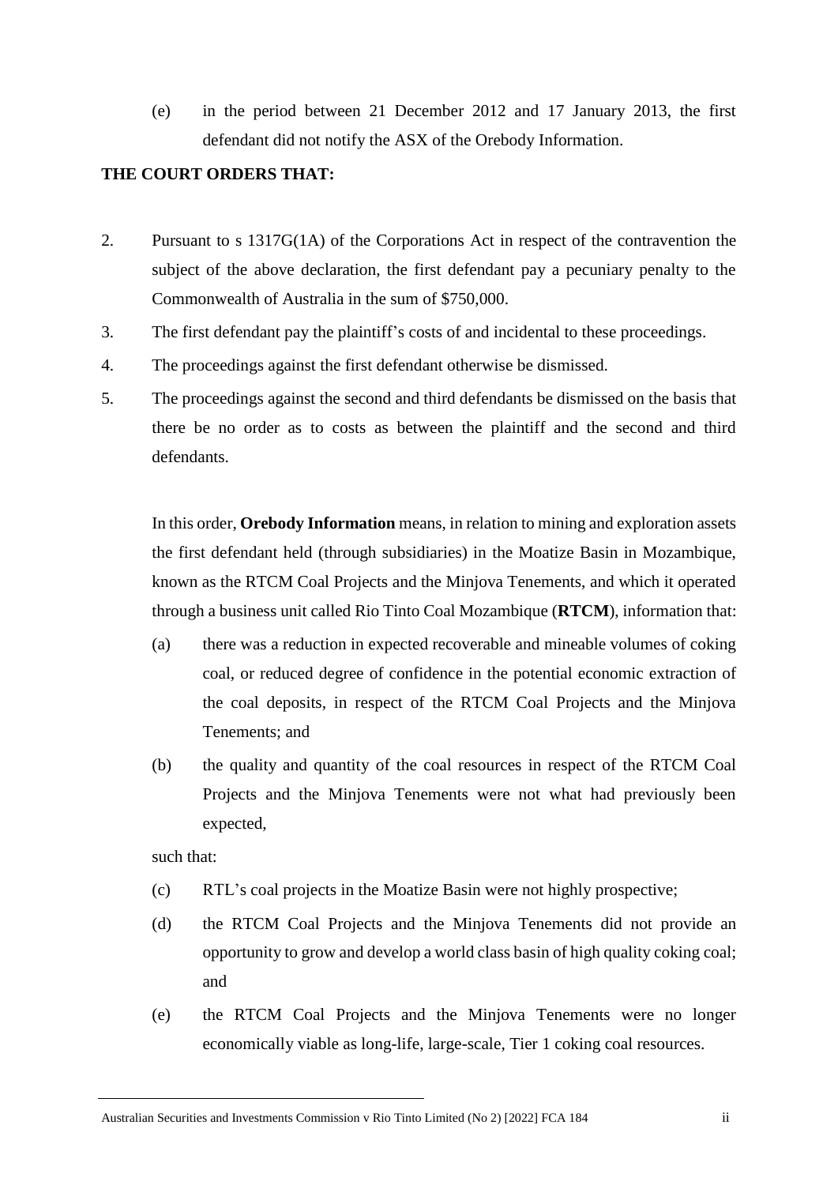(e) in the period between 21 December 2012 and 17 January 2013, the first defendant did not notify the ASX of the Orebody Information.

**THE COURT ORDERS THAT:**

2. Pursuant to s 1317G(1A) of the Corporations Act in respect of the contravention the subject of the above declaration, the first defendant pay a pecuniary penalty to the Commonwealth of Australia in the sum of $750,000.

3. The first defendant pay the plaintiff's costs of and incidental to these proceedings.

4. The proceedings against the first defendant otherwise be dismissed.

5. The proceedings against the second and third defendants be dismissed on the basis that there be no order as to costs as between the plaintiff and the second and third defendants.

In this order, **Orebody Information** means, in relation to mining and exploration assets the first defendant held (through subsidiaries) in the Moatize Basin in Mozambique, known as the RTCM Coal Projects and the Minjova Tenements, and which it operated through a business unit called Rio Tinto Coal Mozambique (**RTCM**), information that:

(a) there was a reduction in expected recoverable and mineable volumes of coking coal, or reduced degree of confidence in the potential economic extraction of the coal deposits, in respect of the RTCM Coal Projects and the Minjova Tenements; and

(b) the quality and quantity of the coal resources in respect of the RTCM Coal Projects and the Minjova Tenements were not what had previously been expected,

such that:

(c) RTL's coal projects in the Moatize Basin were not highly prospective;

(d) the RTCM Coal Projects and the Minjova Tenements did not provide an opportunity to grow and develop a world class basin of high quality coking coal; and

(e) the RTCM Coal Projects and the Minjova Tenements were no longer economically viable as long-life, large-scale, Tier 1 coking coal resources.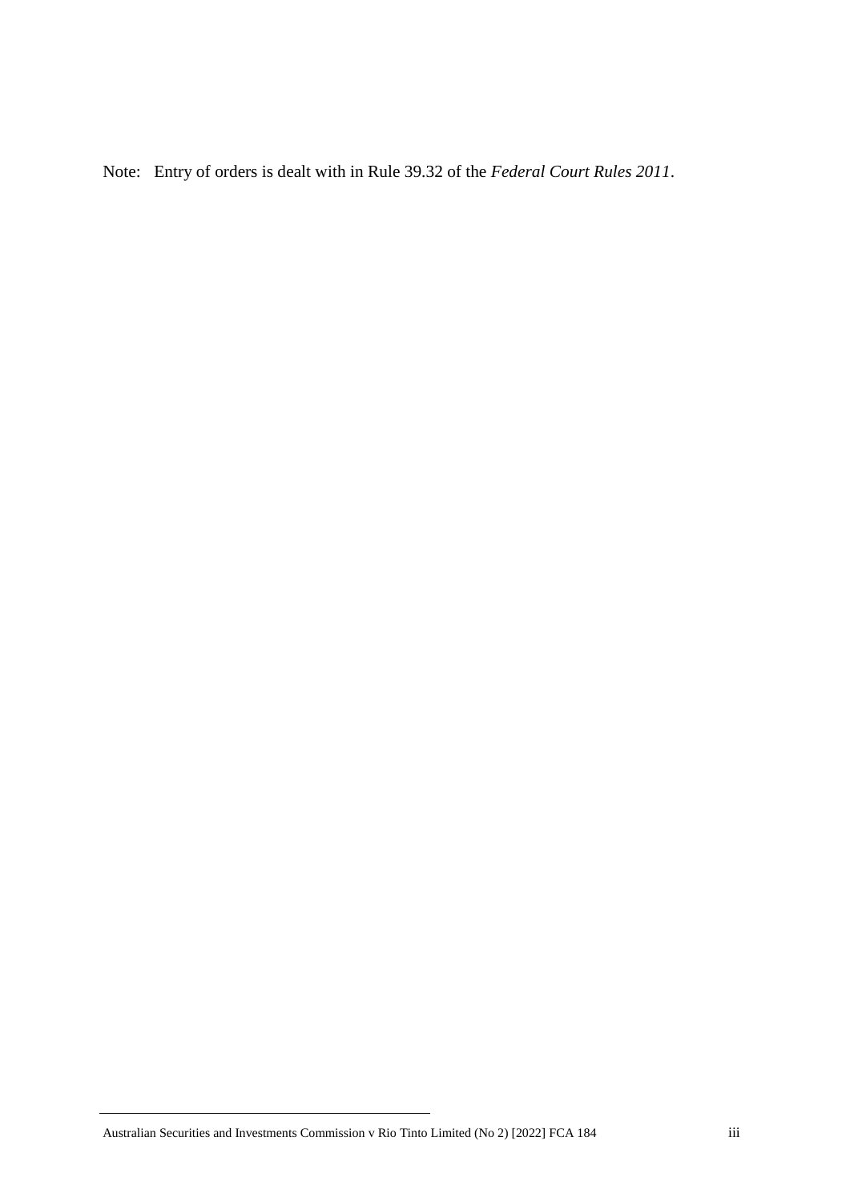Note: Entry of orders is dealt with in Rule 39.32 of the *Federal Court Rules 2011*.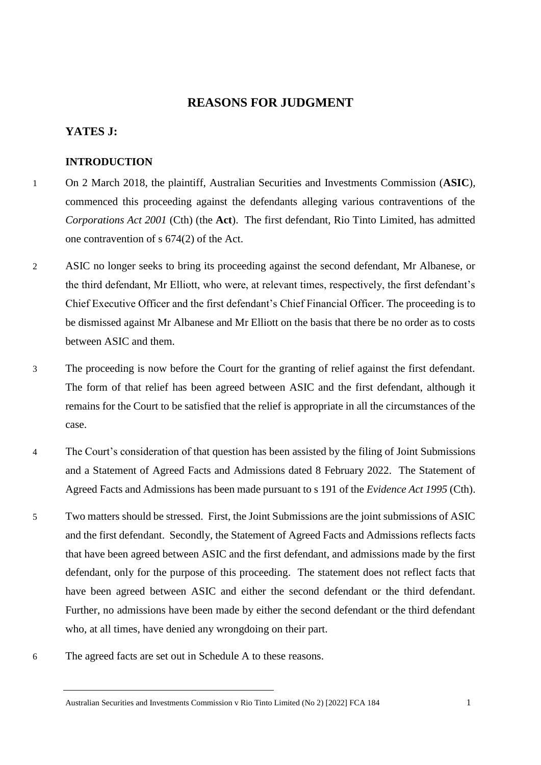## REASONS FOR JUDGMENT

### YATES J:

### INTRODUCTION

1 On 2 March 2018, the plaintiff, Australian Securities and Investments Commission (**ASIC**), commenced this proceeding against the defendants alleging various contraventions of the *Corporations Act 2001* (Cth) (the **Act**). The first defendant, Rio Tinto Limited, has admitted one contravention of s 674(2) of the Act.

2 ASIC no longer seeks to bring its proceeding against the second defendant, Mr Albanese, or the third defendant, Mr Elliott, who were, at relevant times, respectively, the first defendant's Chief Executive Officer and the first defendant's Chief Financial Officer. The proceeding is to be dismissed against Mr Albanese and Mr Elliott on the basis that there be no order as to costs between ASIC and them.

3 The proceeding is now before the Court for the granting of relief against the first defendant. The form of that relief has been agreed between ASIC and the first defendant, although it remains for the Court to be satisfied that the relief is appropriate in all the circumstances of the case.

4 The Court's consideration of that question has been assisted by the filing of Joint Submissions and a Statement of Agreed Facts and Admissions dated 8 February 2022. The Statement of Agreed Facts and Admissions has been made pursuant to s 191 of the *Evidence Act 1995* (Cth).

5 Two matters should be stressed. First, the Joint Submissions are the joint submissions of ASIC and the first defendant. Secondly, the Statement of Agreed Facts and Admissions reflects facts that have been agreed between ASIC and the first defendant, and admissions made by the first defendant, only for the purpose of this proceeding. The statement does not reflect facts that have been agreed between ASIC and either the second defendant or the third defendant. Further, no admissions have been made by either the second defendant or the third defendant who, at all times, have denied any wrongdoing on their part.

6 The agreed facts are set out in Schedule A to these reasons.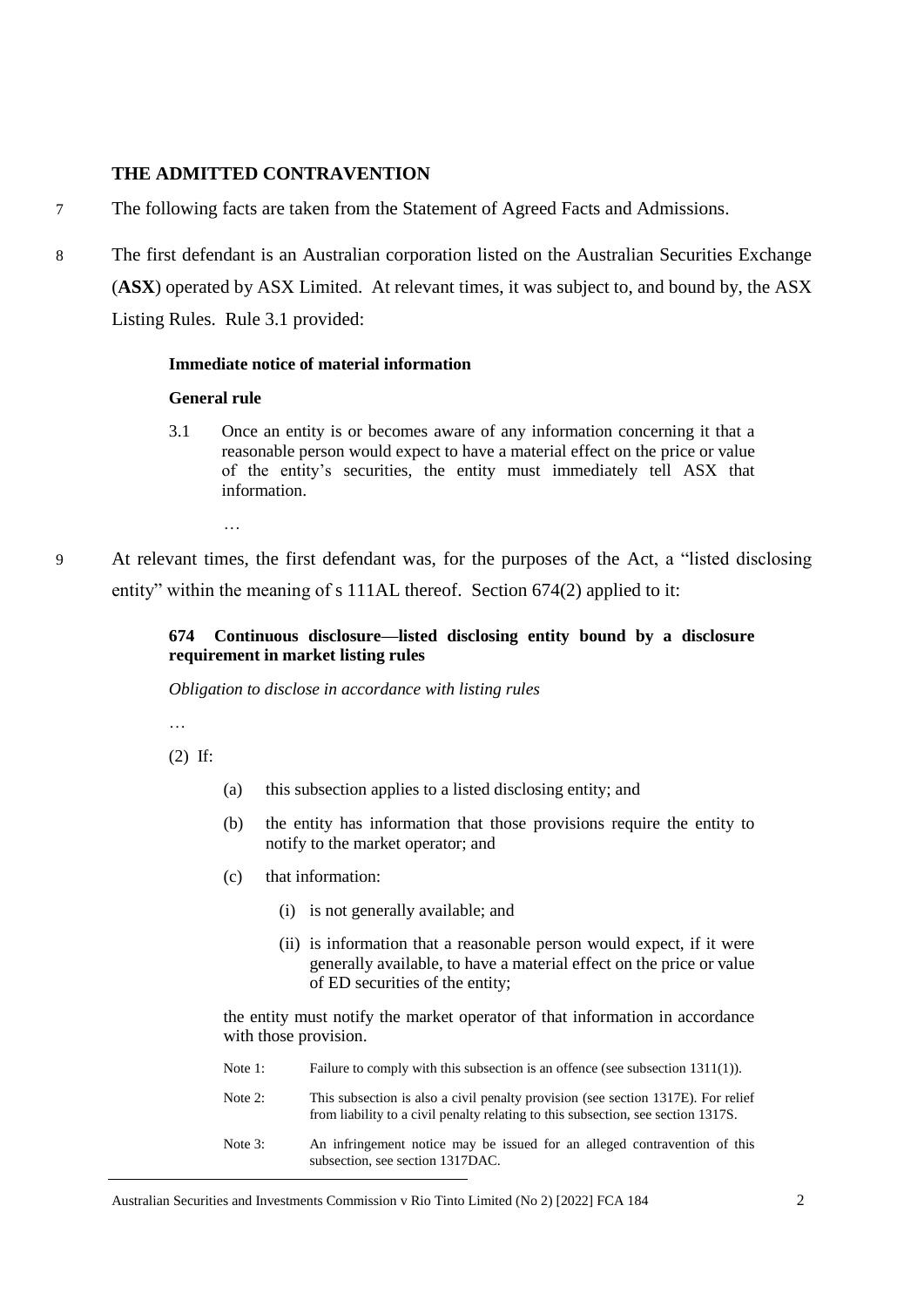## THE ADMITTED CONTRAVENTION

7 The following facts are taken from the Statement of Agreed Facts and Admissions.

8 The first defendant is an Australian corporation listed on the Australian Securities Exchange (**ASX**) operated by ASX Limited. At relevant times, it was subject to, and bound by, the ASX Listing Rules. Rule 3.1 provided:

> **Immediate notice of material information**
>
> **General rule**
>
> 3.1 Once an entity is or becomes aware of any information concerning it that a reasonable person would expect to have a material effect on the price or value of the entity's securities, the entity must immediately tell ASX that information.
>
> …

9 At relevant times, the first defendant was, for the purposes of the Act, a "listed disclosing entity" within the meaning of s 111AL thereof. Section 674(2) applied to it:

> **674 Continuous disclosure—listed disclosing entity bound by a disclosure requirement in market listing rules**
>
> *Obligation to disclose in accordance with listing rules*
>
> …
>
> (2) If:
>
> (a) this subsection applies to a listed disclosing entity; and
>
> (b) the entity has information that those provisions require the entity to notify to the market operator; and
>
> (c) that information:
>
> (i) is not generally available; and
>
> (ii) is information that a reasonable person would expect, if it were generally available, to have a material effect on the price or value of ED securities of the entity;
>
> the entity must notify the market operator of that information in accordance with those provision.
>
> Note 1: Failure to comply with this subsection is an offence (see subsection 1311(1)).
>
> Note 2: This subsection is also a civil penalty provision (see section 1317E). For relief from liability to a civil penalty relating to this subsection, see section 1317S.
>
> Note 3: An infringement notice may be issued for an alleged contravention of this subsection, see section 1317DAC.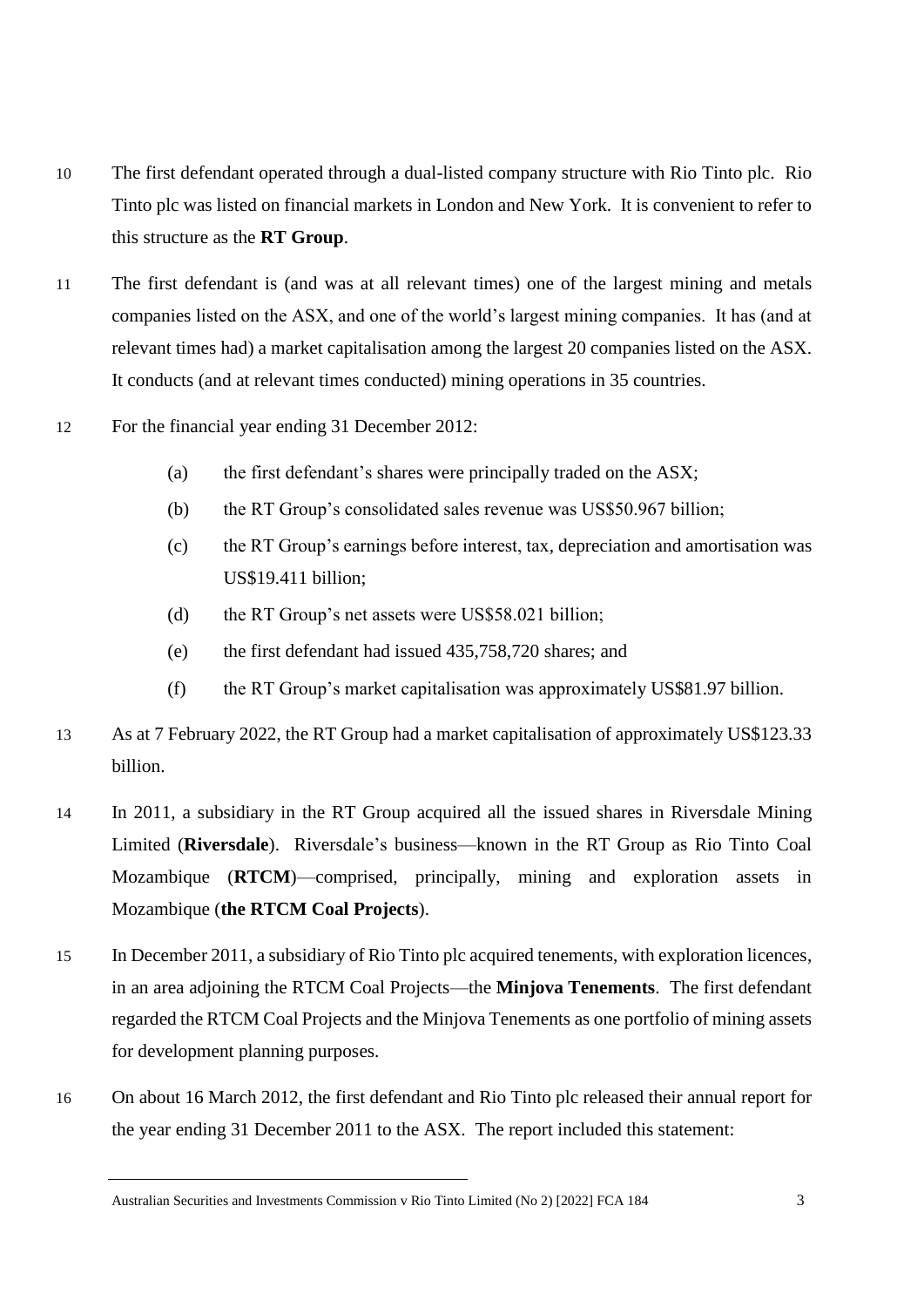10 The first defendant operated through a dual-listed company structure with Rio Tinto plc. Rio Tinto plc was listed on financial markets in London and New York. It is convenient to refer to this structure as the **RT Group**.

11 The first defendant is (and was at all relevant times) one of the largest mining and metals companies listed on the ASX, and one of the world's largest mining companies. It has (and at relevant times had) a market capitalisation among the largest 20 companies listed on the ASX. It conducts (and at relevant times conducted) mining operations in 35 countries.

12 For the financial year ending 31 December 2012:

(a) the first defendant's shares were principally traded on the ASX;

(b) the RT Group's consolidated sales revenue was US$50.967 billion;

(c) the RT Group's earnings before interest, tax, depreciation and amortisation was US$19.411 billion;

(d) the RT Group's net assets were US$58.021 billion;

(e) the first defendant had issued 435,758,720 shares; and

(f) the RT Group's market capitalisation was approximately US$81.97 billion.

13 As at 7 February 2022, the RT Group had a market capitalisation of approximately US$123.33 billion.

14 In 2011, a subsidiary in the RT Group acquired all the issued shares in Riversdale Mining Limited (**Riversdale**). Riversdale's business—known in the RT Group as Rio Tinto Coal Mozambique (**RTCM**)—comprised, principally, mining and exploration assets in Mozambique (**the RTCM Coal Projects**).

15 In December 2011, a subsidiary of Rio Tinto plc acquired tenements, with exploration licences, in an area adjoining the RTCM Coal Projects—the **Minjova Tenements**. The first defendant regarded the RTCM Coal Projects and the Minjova Tenements as one portfolio of mining assets for development planning purposes.

16 On about 16 March 2012, the first defendant and Rio Tinto plc released their annual report for the year ending 31 December 2011 to the ASX. The report included this statement: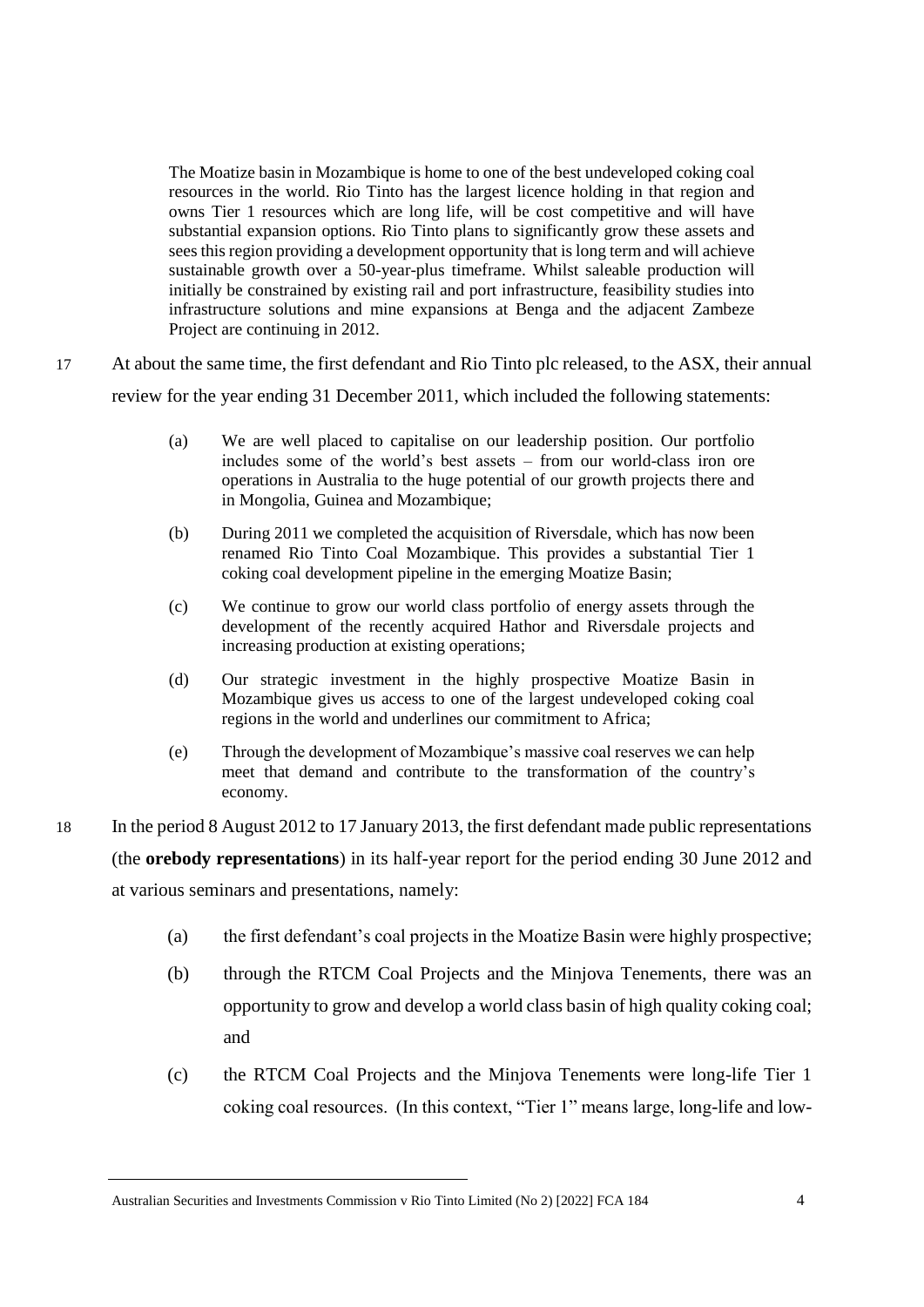> The Moatize basin in Mozambique is home to one of the best undeveloped coking coal resources in the world. Rio Tinto has the largest licence holding in that region and owns Tier 1 resources which are long life, will be cost competitive and will have substantial expansion options. Rio Tinto plans to significantly grow these assets and sees this region providing a development opportunity that is long term and will achieve sustainable growth over a 50-year-plus timeframe. Whilst saleable production will initially be constrained by existing rail and port infrastructure, feasibility studies into infrastructure solutions and mine expansions at Benga and the adjacent Zambeze Project are continuing in 2012.

17 At about the same time, the first defendant and Rio Tinto plc released, to the ASX, their annual review for the year ending 31 December 2011, which included the following statements:

> (a) We are well placed to capitalise on our leadership position. Our portfolio includes some of the world's best assets – from our world-class iron ore operations in Australia to the huge potential of our growth projects there and in Mongolia, Guinea and Mozambique;
>
> (b) During 2011 we completed the acquisition of Riversdale, which has now been renamed Rio Tinto Coal Mozambique. This provides a substantial Tier 1 coking coal development pipeline in the emerging Moatize Basin;
>
> (c) We continue to grow our world class portfolio of energy assets through the development of the recently acquired Hathor and Riversdale projects and increasing production at existing operations;
>
> (d) Our strategic investment in the highly prospective Moatize Basin in Mozambique gives us access to one of the largest undeveloped coking coal regions in the world and underlines our commitment to Africa;
>
> (e) Through the development of Mozambique's massive coal reserves we can help meet that demand and contribute to the transformation of the country's economy.

18 In the period 8 August 2012 to 17 January 2013, the first defendant made public representations (the **orebody representations**) in its half-year report for the period ending 30 June 2012 and at various seminars and presentations, namely:

(a) the first defendant's coal projects in the Moatize Basin were highly prospective;

(b) through the RTCM Coal Projects and the Minjova Tenements, there was an opportunity to grow and develop a world class basin of high quality coking coal; and

(c) the RTCM Coal Projects and the Minjova Tenements were long-life Tier 1 coking coal resources. (In this context, "Tier 1" means large, long-life and low-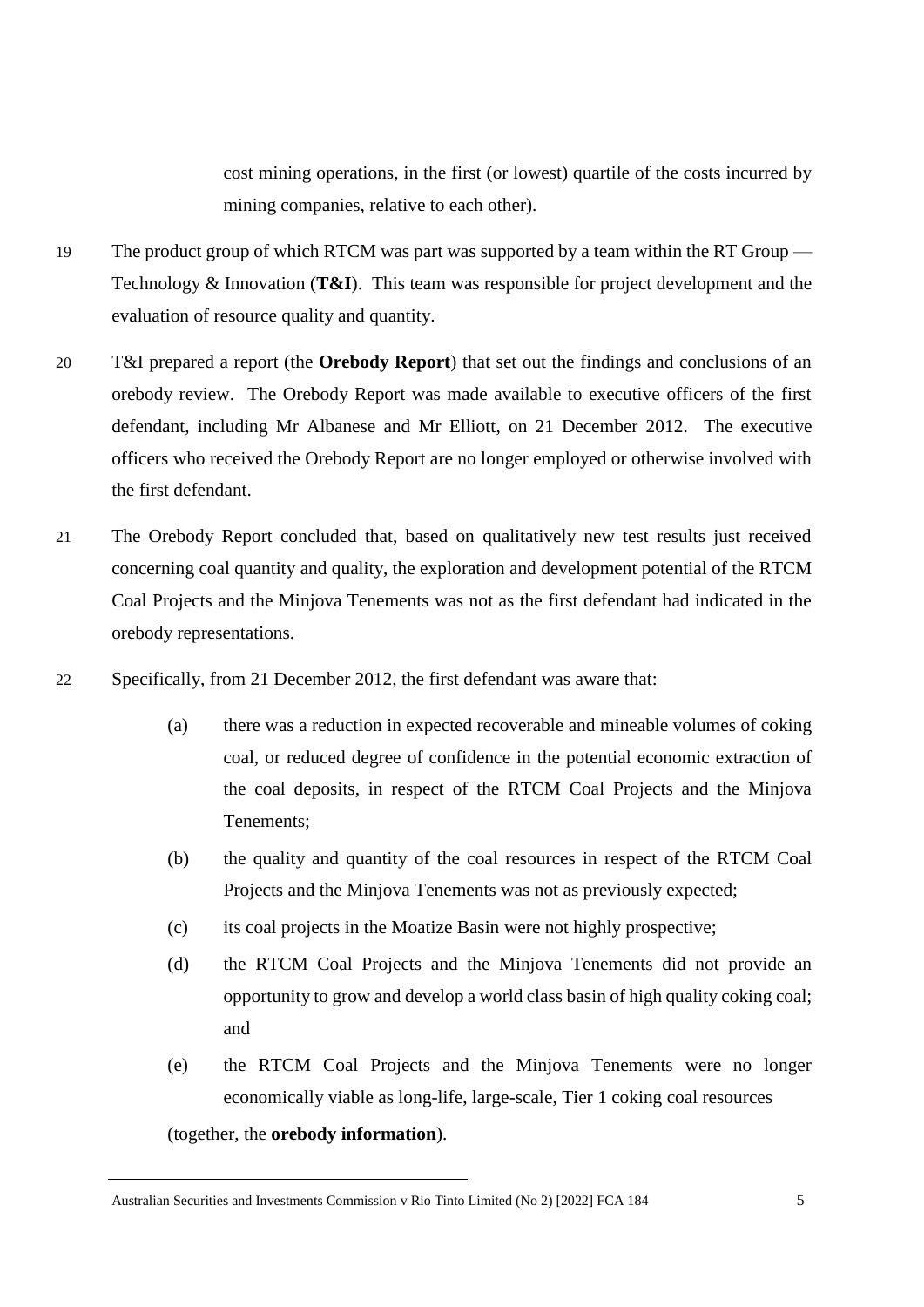cost mining operations, in the first (or lowest) quartile of the costs incurred by mining companies, relative to each other).

19 The product group of which RTCM was part was supported by a team within the RT Group — Technology & Innovation (**T&I**). This team was responsible for project development and the evaluation of resource quality and quantity.

20 T&I prepared a report (the **Orebody Report**) that set out the findings and conclusions of an orebody review. The Orebody Report was made available to executive officers of the first defendant, including Mr Albanese and Mr Elliott, on 21 December 2012. The executive officers who received the Orebody Report are no longer employed or otherwise involved with the first defendant.

21 The Orebody Report concluded that, based on qualitatively new test results just received concerning coal quantity and quality, the exploration and development potential of the RTCM Coal Projects and the Minjova Tenements was not as the first defendant had indicated in the orebody representations.

22 Specifically, from 21 December 2012, the first defendant was aware that:

(a) there was a reduction in expected recoverable and mineable volumes of coking coal, or reduced degree of confidence in the potential economic extraction of the coal deposits, in respect of the RTCM Coal Projects and the Minjova Tenements;

(b) the quality and quantity of the coal resources in respect of the RTCM Coal Projects and the Minjova Tenements was not as previously expected;

(c) its coal projects in the Moatize Basin were not highly prospective;

(d) the RTCM Coal Projects and the Minjova Tenements did not provide an opportunity to grow and develop a world class basin of high quality coking coal; and

(e) the RTCM Coal Projects and the Minjova Tenements were no longer economically viable as long-life, large-scale, Tier 1 coking coal resources

(together, the **orebody information**).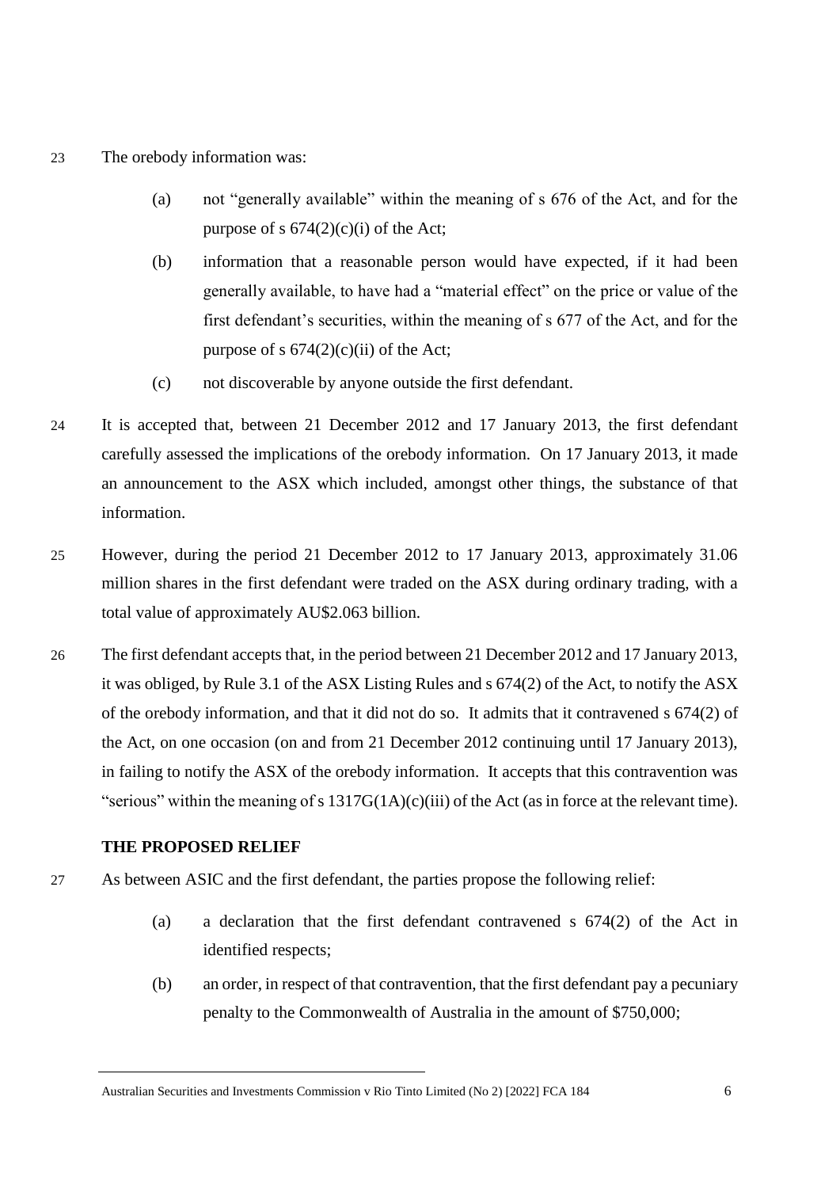23 The orebody information was:

(a) not "generally available" within the meaning of s 676 of the Act, and for the purpose of s 674(2)(c)(i) of the Act;

(b) information that a reasonable person would have expected, if it had been generally available, to have had a "material effect" on the price or value of the first defendant's securities, within the meaning of s 677 of the Act, and for the purpose of s 674(2)(c)(ii) of the Act;

(c) not discoverable by anyone outside the first defendant.

24 It is accepted that, between 21 December 2012 and 17 January 2013, the first defendant carefully assessed the implications of the orebody information. On 17 January 2013, it made an announcement to the ASX which included, amongst other things, the substance of that information.

25 However, during the period 21 December 2012 to 17 January 2013, approximately 31.06 million shares in the first defendant were traded on the ASX during ordinary trading, with a total value of approximately AU$2.063 billion.

26 The first defendant accepts that, in the period between 21 December 2012 and 17 January 2013, it was obliged, by Rule 3.1 of the ASX Listing Rules and s 674(2) of the Act, to notify the ASX of the orebody information, and that it did not do so. It admits that it contravened s 674(2) of the Act, on one occasion (on and from 21 December 2012 continuing until 17 January 2013), in failing to notify the ASX of the orebody information. It accepts that this contravention was "serious" within the meaning of s 1317G(1A)(c)(iii) of the Act (as in force at the relevant time).

## THE PROPOSED RELIEF

27 As between ASIC and the first defendant, the parties propose the following relief:

(a) a declaration that the first defendant contravened s 674(2) of the Act in identified respects;

(b) an order, in respect of that contravention, that the first defendant pay a pecuniary penalty to the Commonwealth of Australia in the amount of $750,000;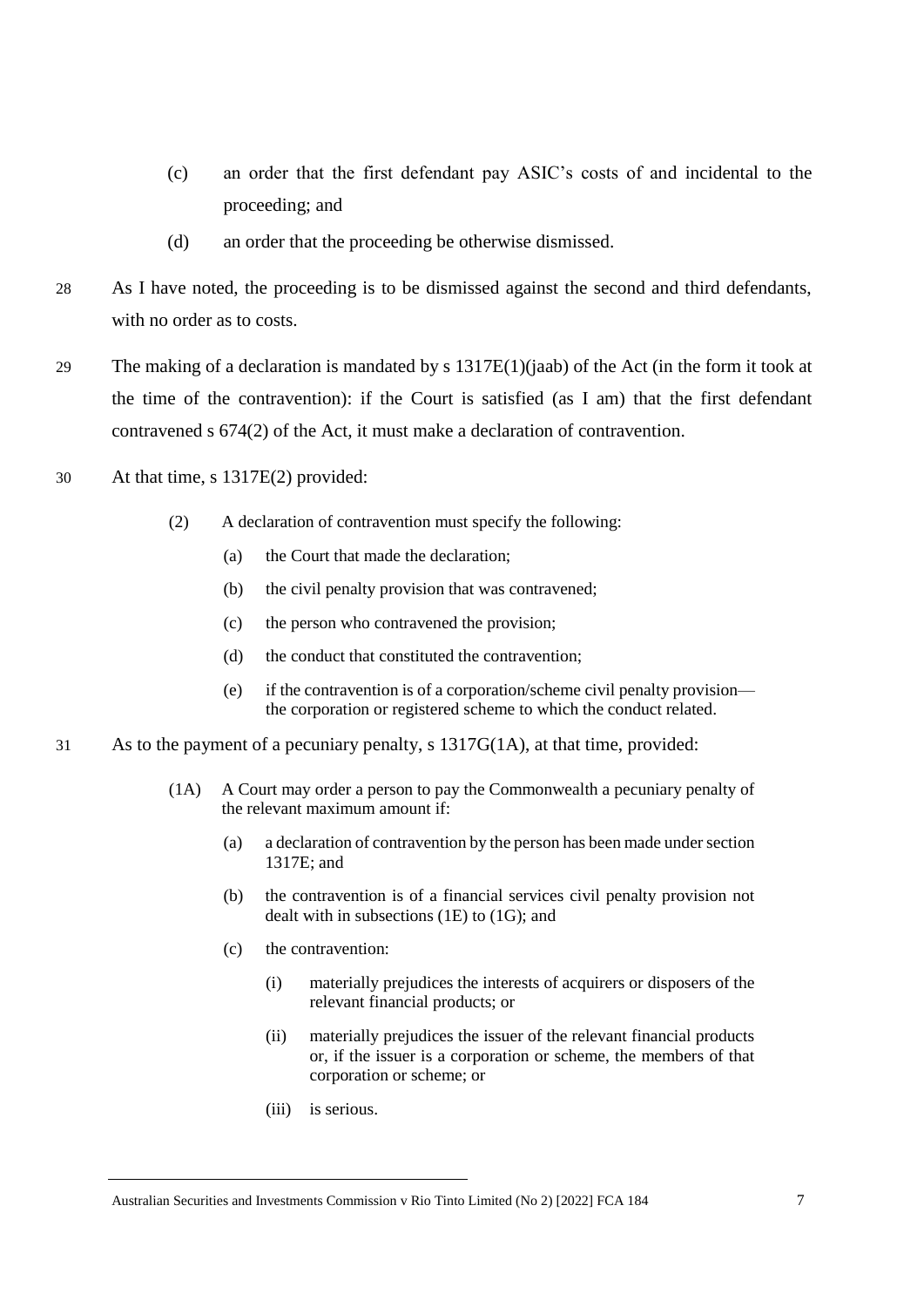(c) an order that the first defendant pay ASIC's costs of and incidental to the proceeding; and

(d) an order that the proceeding be otherwise dismissed.

28 As I have noted, the proceeding is to be dismissed against the second and third defendants, with no order as to costs.

29 The making of a declaration is mandated by s 1317E(1)(jaab) of the Act (in the form it took at the time of the contravention): if the Court is satisfied (as I am) that the first defendant contravened s 674(2) of the Act, it must make a declaration of contravention.

30 At that time, s 1317E(2) provided:

> (2) A declaration of contravention must specify the following:
>
> (a) the Court that made the declaration;
>
> (b) the civil penalty provision that was contravened;
>
> (c) the person who contravened the provision;
>
> (d) the conduct that constituted the contravention;
>
> (e) if the contravention is of a corporation/scheme civil penalty provision—the corporation or registered scheme to which the conduct related.

31 As to the payment of a pecuniary penalty, s 1317G(1A), at that time, provided:

> (1A) A Court may order a person to pay the Commonwealth a pecuniary penalty of the relevant maximum amount if:
>
> (a) a declaration of contravention by the person has been made under section 1317E; and
>
> (b) the contravention is of a financial services civil penalty provision not dealt with in subsections (1E) to (1G); and
>
> (c) the contravention:
>
> (i) materially prejudices the interests of acquirers or disposers of the relevant financial products; or
>
> (ii) materially prejudices the issuer of the relevant financial products or, if the issuer is a corporation or scheme, the members of that corporation or scheme; or
>
> (iii) is serious.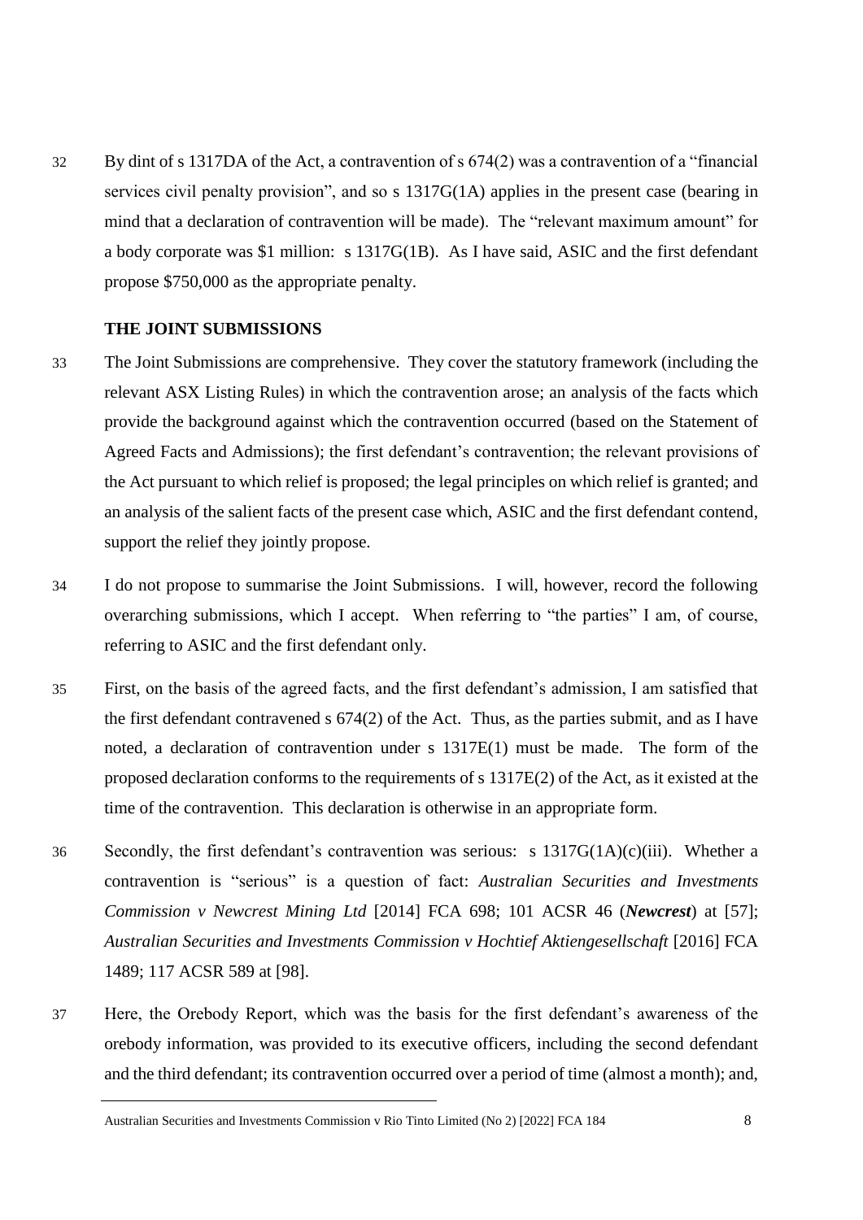32 By dint of s 1317DA of the Act, a contravention of s 674(2) was a contravention of a "financial services civil penalty provision", and so s 1317G(1A) applies in the present case (bearing in mind that a declaration of contravention will be made). The "relevant maximum amount" for a body corporate was $1 million: s 1317G(1B). As I have said, ASIC and the first defendant propose $750,000 as the appropriate penalty.

**THE JOINT SUBMISSIONS**

33 The Joint Submissions are comprehensive. They cover the statutory framework (including the relevant ASX Listing Rules) in which the contravention arose; an analysis of the facts which provide the background against which the contravention occurred (based on the Statement of Agreed Facts and Admissions); the first defendant's contravention; the relevant provisions of the Act pursuant to which relief is proposed; the legal principles on which relief is granted; and an analysis of the salient facts of the present case which, ASIC and the first defendant contend, support the relief they jointly propose.

34 I do not propose to summarise the Joint Submissions. I will, however, record the following overarching submissions, which I accept. When referring to "the parties" I am, of course, referring to ASIC and the first defendant only.

35 First, on the basis of the agreed facts, and the first defendant's admission, I am satisfied that the first defendant contravened s 674(2) of the Act. Thus, as the parties submit, and as I have noted, a declaration of contravention under s 1317E(1) must be made. The form of the proposed declaration conforms to the requirements of s 1317E(2) of the Act, as it existed at the time of the contravention. This declaration is otherwise in an appropriate form.

36 Secondly, the first defendant's contravention was serious: s 1317G(1A)(c)(iii). Whether a contravention is "serious" is a question of fact: *Australian Securities and Investments Commission v Newcrest Mining Ltd* [2014] FCA 698; 101 ACSR 46 (***Newcrest***) at [57]; *Australian Securities and Investments Commission v Hochtief Aktiengesellschaft* [2016] FCA 1489; 117 ACSR 589 at [98].

37 Here, the Orebody Report, which was the basis for the first defendant's awareness of the orebody information, was provided to its executive officers, including the second defendant and the third defendant; its contravention occurred over a period of time (almost a month); and,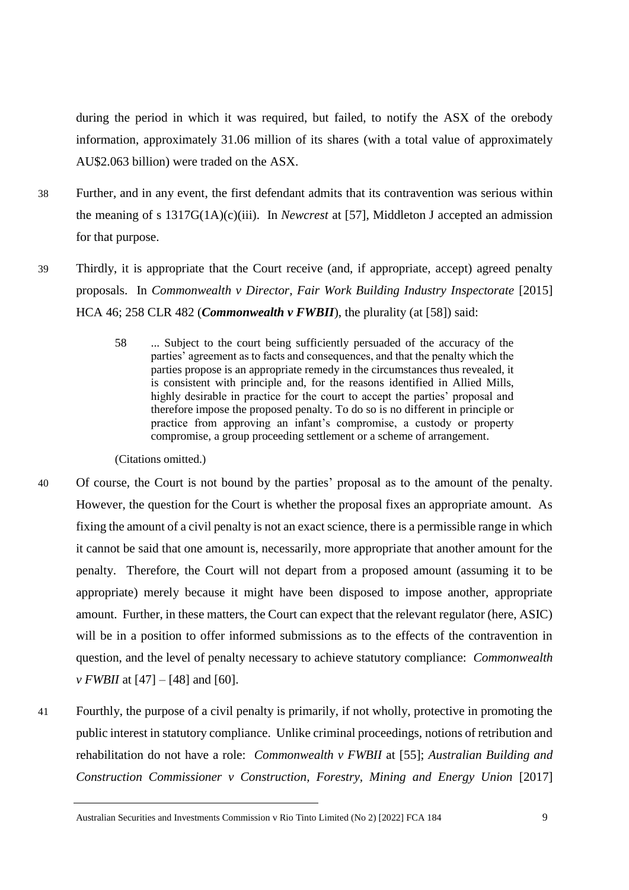during the period in which it was required, but failed, to notify the ASX of the orebody information, approximately 31.06 million of its shares (with a total value of approximately AU$2.063 billion) were traded on the ASX.

38 Further, and in any event, the first defendant admits that its contravention was serious within the meaning of s 1317G(1A)(c)(iii). In *Newcrest* at [57], Middleton J accepted an admission for that purpose.

39 Thirdly, it is appropriate that the Court receive (and, if appropriate, accept) agreed penalty proposals. In *Commonwealth v Director, Fair Work Building Industry Inspectorate* [2015] HCA 46; 258 CLR 482 (***Commonwealth v FWBII***), the plurality (at [58]) said:

> 58 ... Subject to the court being sufficiently persuaded of the accuracy of the parties' agreement as to facts and consequences, and that the penalty which the parties propose is an appropriate remedy in the circumstances thus revealed, it is consistent with principle and, for the reasons identified in Allied Mills, highly desirable in practice for the court to accept the parties' proposal and therefore impose the proposed penalty. To do so is no different in principle or practice from approving an infant's compromise, a custody or property compromise, a group proceeding settlement or a scheme of arrangement.

(Citations omitted.)

40 Of course, the Court is not bound by the parties' proposal as to the amount of the penalty. However, the question for the Court is whether the proposal fixes an appropriate amount. As fixing the amount of a civil penalty is not an exact science, there is a permissible range in which it cannot be said that one amount is, necessarily, more appropriate that another amount for the penalty. Therefore, the Court will not depart from a proposed amount (assuming it to be appropriate) merely because it might have been disposed to impose another, appropriate amount. Further, in these matters, the Court can expect that the relevant regulator (here, ASIC) will be in a position to offer informed submissions as to the effects of the contravention in question, and the level of penalty necessary to achieve statutory compliance: *Commonwealth v FWBII* at [47] – [48] and [60].

41 Fourthly, the purpose of a civil penalty is primarily, if not wholly, protective in promoting the public interest in statutory compliance. Unlike criminal proceedings, notions of retribution and rehabilitation do not have a role: *Commonwealth v FWBII* at [55]; *Australian Building and Construction Commissioner v Construction, Forestry, Mining and Energy Union* [2017]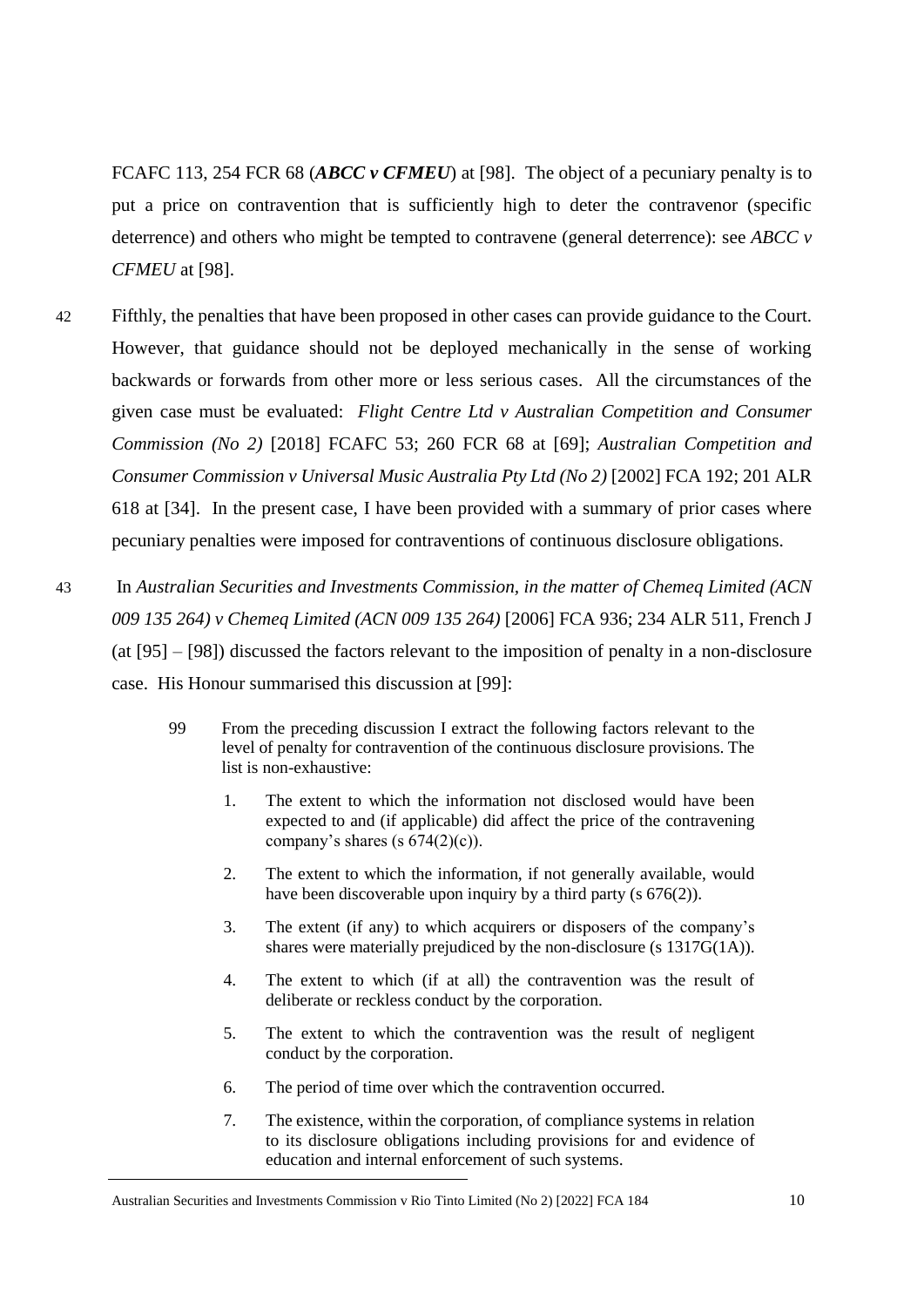FCAFC 113, 254 FCR 68 (***ABCC v CFMEU***) at [98]. The object of a pecuniary penalty is to put a price on contravention that is sufficiently high to deter the contravenor (specific deterrence) and others who might be tempted to contravene (general deterrence): see *ABCC v CFMEU* at [98].

42 Fifthly, the penalties that have been proposed in other cases can provide guidance to the Court. However, that guidance should not be deployed mechanically in the sense of working backwards or forwards from other more or less serious cases. All the circumstances of the given case must be evaluated: *Flight Centre Ltd v Australian Competition and Consumer Commission (No 2)* [2018] FCAFC 53; 260 FCR 68 at [69]; *Australian Competition and Consumer Commission v Universal Music Australia Pty Ltd (No 2)* [2002] FCA 192; 201 ALR 618 at [34]. In the present case, I have been provided with a summary of prior cases where pecuniary penalties were imposed for contraventions of continuous disclosure obligations.

43 In *Australian Securities and Investments Commission, in the matter of Chemeq Limited (ACN 009 135 264) v Chemeq Limited (ACN 009 135 264)* [2006] FCA 936; 234 ALR 511, French J (at [95] – [98]) discussed the factors relevant to the imposition of penalty in a non-disclosure case. His Honour summarised this discussion at [99]:

> 99 From the preceding discussion I extract the following factors relevant to the level of penalty for contravention of the continuous disclosure provisions. The list is non-exhaustive:
>
> 1. The extent to which the information not disclosed would have been expected to and (if applicable) did affect the price of the contravening company's shares (s 674(2)(c)).
> 2. The extent to which the information, if not generally available, would have been discoverable upon inquiry by a third party (s 676(2)).
> 3. The extent (if any) to which acquirers or disposers of the company's shares were materially prejudiced by the non-disclosure (s 1317G(1A)).
> 4. The extent to which (if at all) the contravention was the result of deliberate or reckless conduct by the corporation.
> 5. The extent to which the contravention was the result of negligent conduct by the corporation.
> 6. The period of time over which the contravention occurred.
> 7. The existence, within the corporation, of compliance systems in relation to its disclosure obligations including provisions for and evidence of education and internal enforcement of such systems.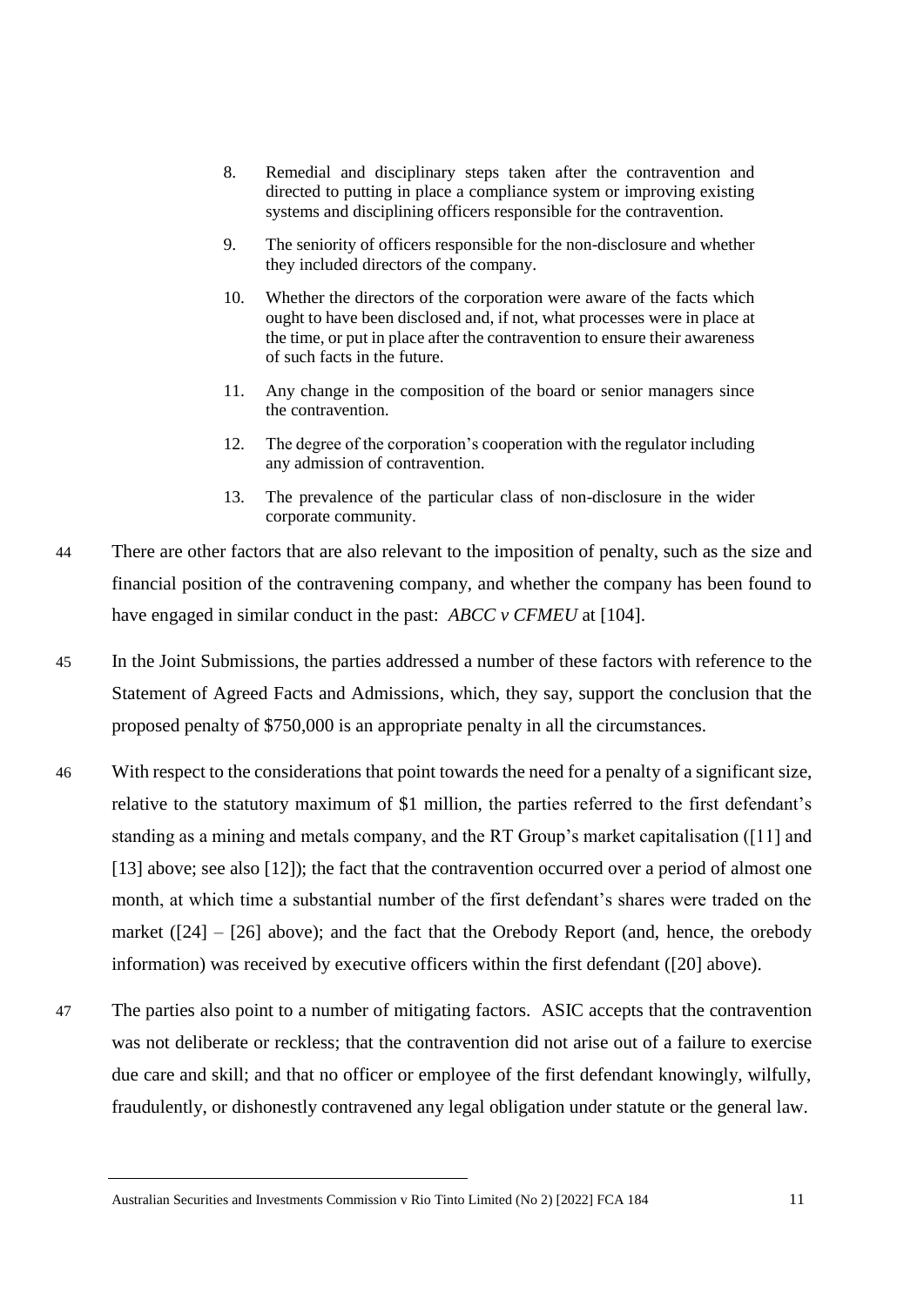8. Remedial and disciplinary steps taken after the contravention and directed to putting in place a compliance system or improving existing systems and disciplining officers responsible for the contravention.

9. The seniority of officers responsible for the non-disclosure and whether they included directors of the company.

10. Whether the directors of the corporation were aware of the facts which ought to have been disclosed and, if not, what processes were in place at the time, or put in place after the contravention to ensure their awareness of such facts in the future.

11. Any change in the composition of the board or senior managers since the contravention.

12. The degree of the corporation's cooperation with the regulator including any admission of contravention.

13. The prevalence of the particular class of non-disclosure in the wider corporate community.

44 There are other factors that are also relevant to the imposition of penalty, such as the size and financial position of the contravening company, and whether the company has been found to have engaged in similar conduct in the past: *ABCC v CFMEU* at [104].

45 In the Joint Submissions, the parties addressed a number of these factors with reference to the Statement of Agreed Facts and Admissions, which, they say, support the conclusion that the proposed penalty of $750,000 is an appropriate penalty in all the circumstances.

46 With respect to the considerations that point towards the need for a penalty of a significant size, relative to the statutory maximum of $1 million, the parties referred to the first defendant's standing as a mining and metals company, and the RT Group's market capitalisation ([11] and [13] above; see also [12]); the fact that the contravention occurred over a period of almost one month, at which time a substantial number of the first defendant's shares were traded on the market ([24] – [26] above); and the fact that the Orebody Report (and, hence, the orebody information) was received by executive officers within the first defendant ([20] above).

47 The parties also point to a number of mitigating factors. ASIC accepts that the contravention was not deliberate or reckless; that the contravention did not arise out of a failure to exercise due care and skill; and that no officer or employee of the first defendant knowingly, wilfully, fraudulently, or dishonestly contravened any legal obligation under statute or the general law.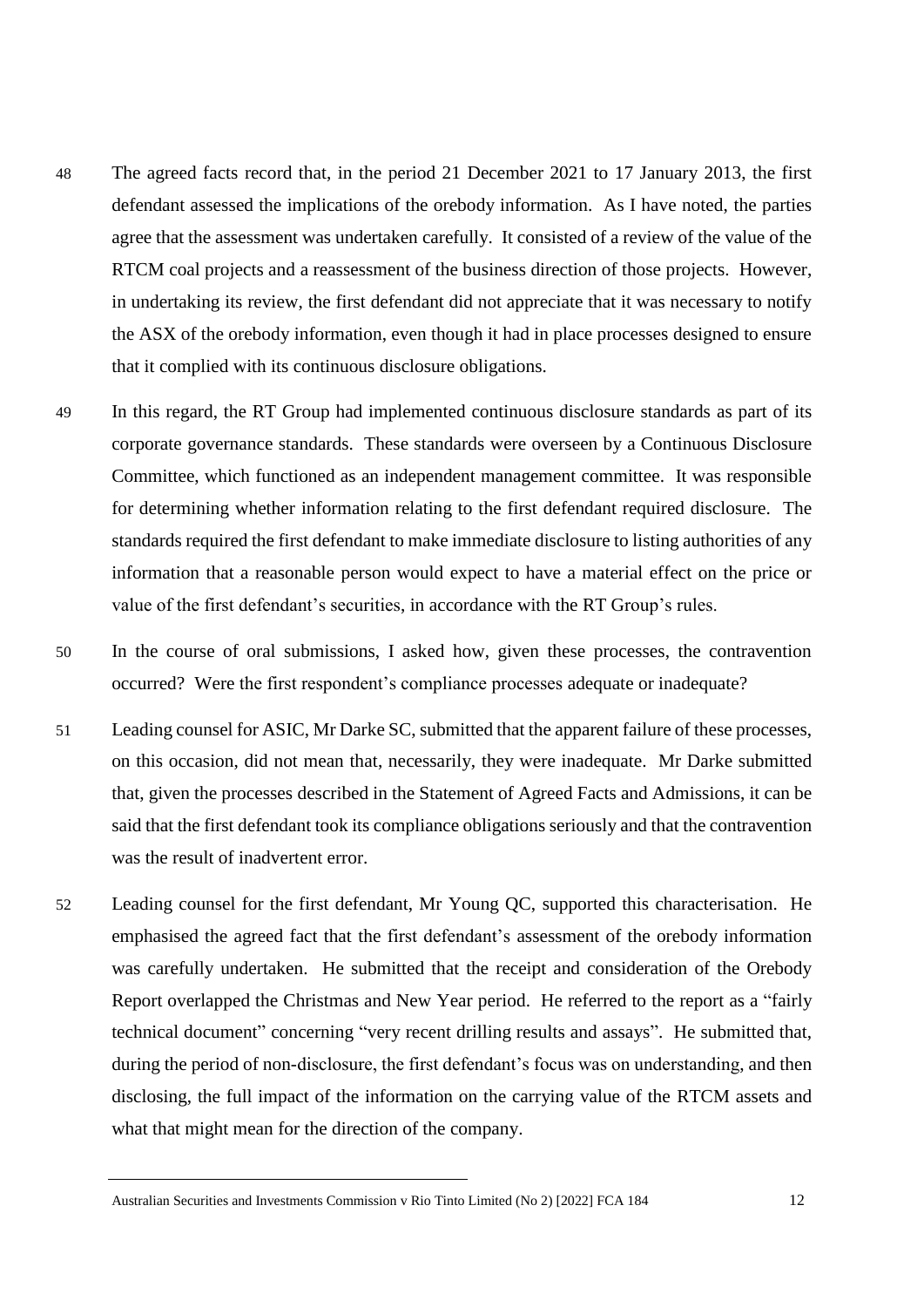48 The agreed facts record that, in the period 21 December 2021 to 17 January 2013, the first defendant assessed the implications of the orebody information. As I have noted, the parties agree that the assessment was undertaken carefully. It consisted of a review of the value of the RTCM coal projects and a reassessment of the business direction of those projects. However, in undertaking its review, the first defendant did not appreciate that it was necessary to notify the ASX of the orebody information, even though it had in place processes designed to ensure that it complied with its continuous disclosure obligations.

49 In this regard, the RT Group had implemented continuous disclosure standards as part of its corporate governance standards. These standards were overseen by a Continuous Disclosure Committee, which functioned as an independent management committee. It was responsible for determining whether information relating to the first defendant required disclosure. The standards required the first defendant to make immediate disclosure to listing authorities of any information that a reasonable person would expect to have a material effect on the price or value of the first defendant's securities, in accordance with the RT Group's rules.

50 In the course of oral submissions, I asked how, given these processes, the contravention occurred? Were the first respondent's compliance processes adequate or inadequate?

51 Leading counsel for ASIC, Mr Darke SC, submitted that the apparent failure of these processes, on this occasion, did not mean that, necessarily, they were inadequate. Mr Darke submitted that, given the processes described in the Statement of Agreed Facts and Admissions, it can be said that the first defendant took its compliance obligations seriously and that the contravention was the result of inadvertent error.

52 Leading counsel for the first defendant, Mr Young QC, supported this characterisation. He emphasised the agreed fact that the first defendant's assessment of the orebody information was carefully undertaken. He submitted that the receipt and consideration of the Orebody Report overlapped the Christmas and New Year period. He referred to the report as a "fairly technical document" concerning "very recent drilling results and assays". He submitted that, during the period of non-disclosure, the first defendant's focus was on understanding, and then disclosing, the full impact of the information on the carrying value of the RTCM assets and what that might mean for the direction of the company.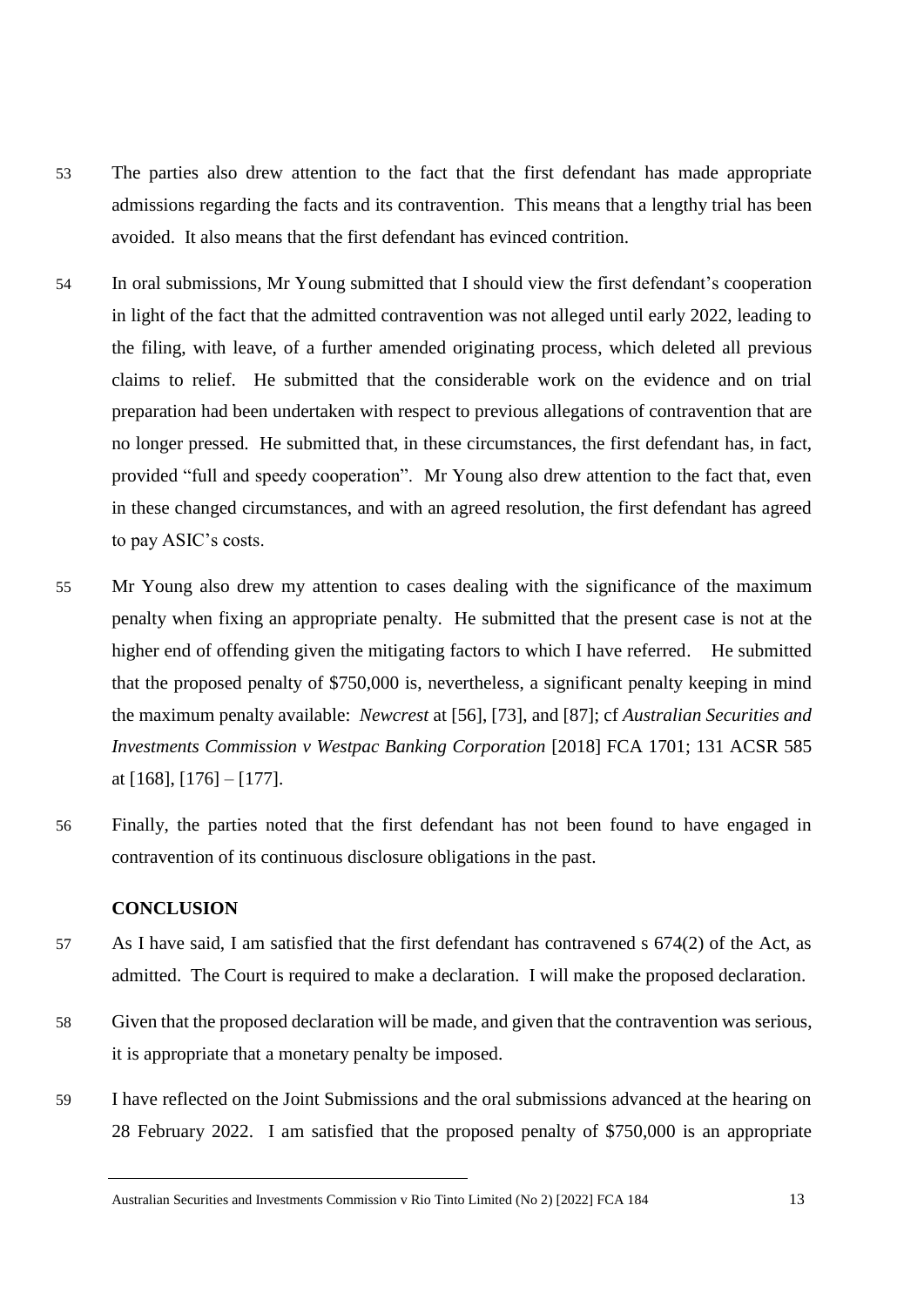53 The parties also drew attention to the fact that the first defendant has made appropriate admissions regarding the facts and its contravention. This means that a lengthy trial has been avoided. It also means that the first defendant has evinced contrition.

54 In oral submissions, Mr Young submitted that I should view the first defendant's cooperation in light of the fact that the admitted contravention was not alleged until early 2022, leading to the filing, with leave, of a further amended originating process, which deleted all previous claims to relief. He submitted that the considerable work on the evidence and on trial preparation had been undertaken with respect to previous allegations of contravention that are no longer pressed. He submitted that, in these circumstances, the first defendant has, in fact, provided "full and speedy cooperation". Mr Young also drew attention to the fact that, even in these changed circumstances, and with an agreed resolution, the first defendant has agreed to pay ASIC's costs.

55 Mr Young also drew my attention to cases dealing with the significance of the maximum penalty when fixing an appropriate penalty. He submitted that the present case is not at the higher end of offending given the mitigating factors to which I have referred. He submitted that the proposed penalty of $750,000 is, nevertheless, a significant penalty keeping in mind the maximum penalty available: *Newcrest* at [56], [73], and [87]; cf *Australian Securities and Investments Commission v Westpac Banking Corporation* [2018] FCA 1701; 131 ACSR 585 at [168], [176] – [177].

56 Finally, the parties noted that the first defendant has not been found to have engaged in contravention of its continuous disclosure obligations in the past.

## CONCLUSION

57 As I have said, I am satisfied that the first defendant has contravened s 674(2) of the Act, as admitted. The Court is required to make a declaration. I will make the proposed declaration.

58 Given that the proposed declaration will be made, and given that the contravention was serious, it is appropriate that a monetary penalty be imposed.

59 I have reflected on the Joint Submissions and the oral submissions advanced at the hearing on 28 February 2022. I am satisfied that the proposed penalty of $750,000 is an appropriate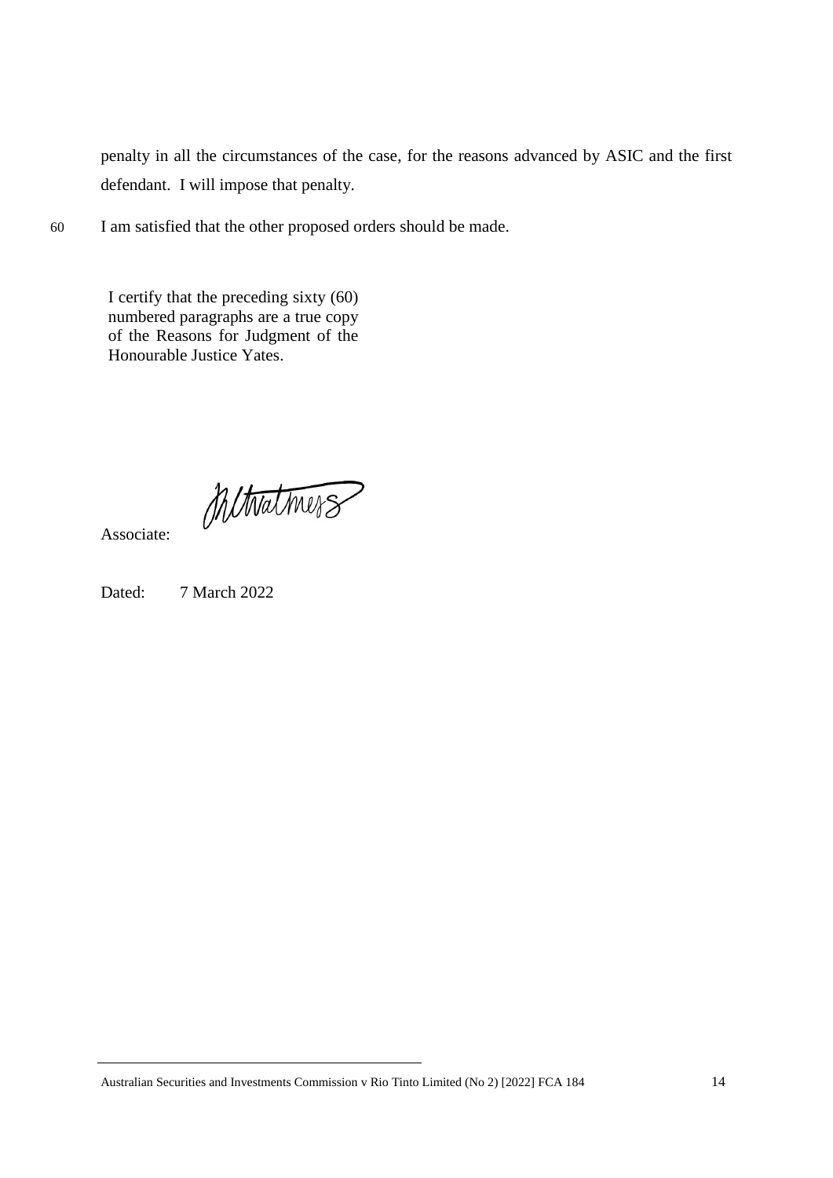penalty in all the circumstances of the case, for the reasons advanced by ASIC and the first defendant. I will impose that penalty.

60 I am satisfied that the other proposed orders should be made.

I certify that the preceding sixty (60) numbered paragraphs are a true copy of the Reasons for Judgment of the Honourable Justice Yates.

Associate:

Dated: 7 March 2022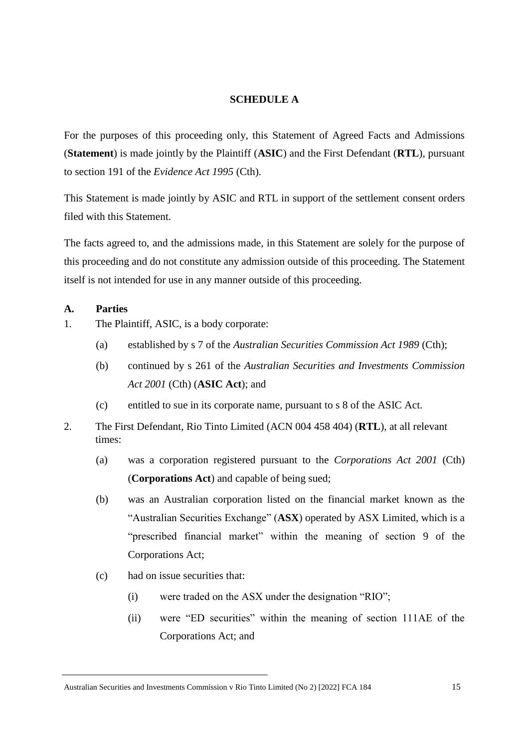**SCHEDULE A**

For the purposes of this proceeding only, this Statement of Agreed Facts and Admissions (**Statement**) is made jointly by the Plaintiff (**ASIC**) and the First Defendant (**RTL**), pursuant to section 191 of the *Evidence Act 1995* (Cth).

This Statement is made jointly by ASIC and RTL in support of the settlement consent orders filed with this Statement.

The facts agreed to, and the admissions made, in this Statement are solely for the purpose of this proceeding and do not constitute any admission outside of this proceeding. The Statement itself is not intended for use in any manner outside of this proceeding.

**A. Parties**

1. The Plaintiff, ASIC, is a body corporate:
   - (a) established by s 7 of the *Australian Securities Commission Act 1989* (Cth);
   - (b) continued by s 261 of the *Australian Securities and Investments Commission Act 2001* (Cth) (**ASIC Act**); and
   - (c) entitled to sue in its corporate name, pursuant to s 8 of the ASIC Act.

2. The First Defendant, Rio Tinto Limited (ACN 004 458 404) (**RTL**), at all relevant times:
   - (a) was a corporation registered pursuant to the *Corporations Act 2001* (Cth) (**Corporations Act**) and capable of being sued;
   - (b) was an Australian corporation listed on the financial market known as the "Australian Securities Exchange" (**ASX**) operated by ASX Limited, which is a "prescribed financial market" within the meaning of section 9 of the Corporations Act;
   - (c) had on issue securities that:
     - (i) were traded on the ASX under the designation "RIO";
     - (ii) were "ED securities" within the meaning of section 111AE of the Corporations Act; and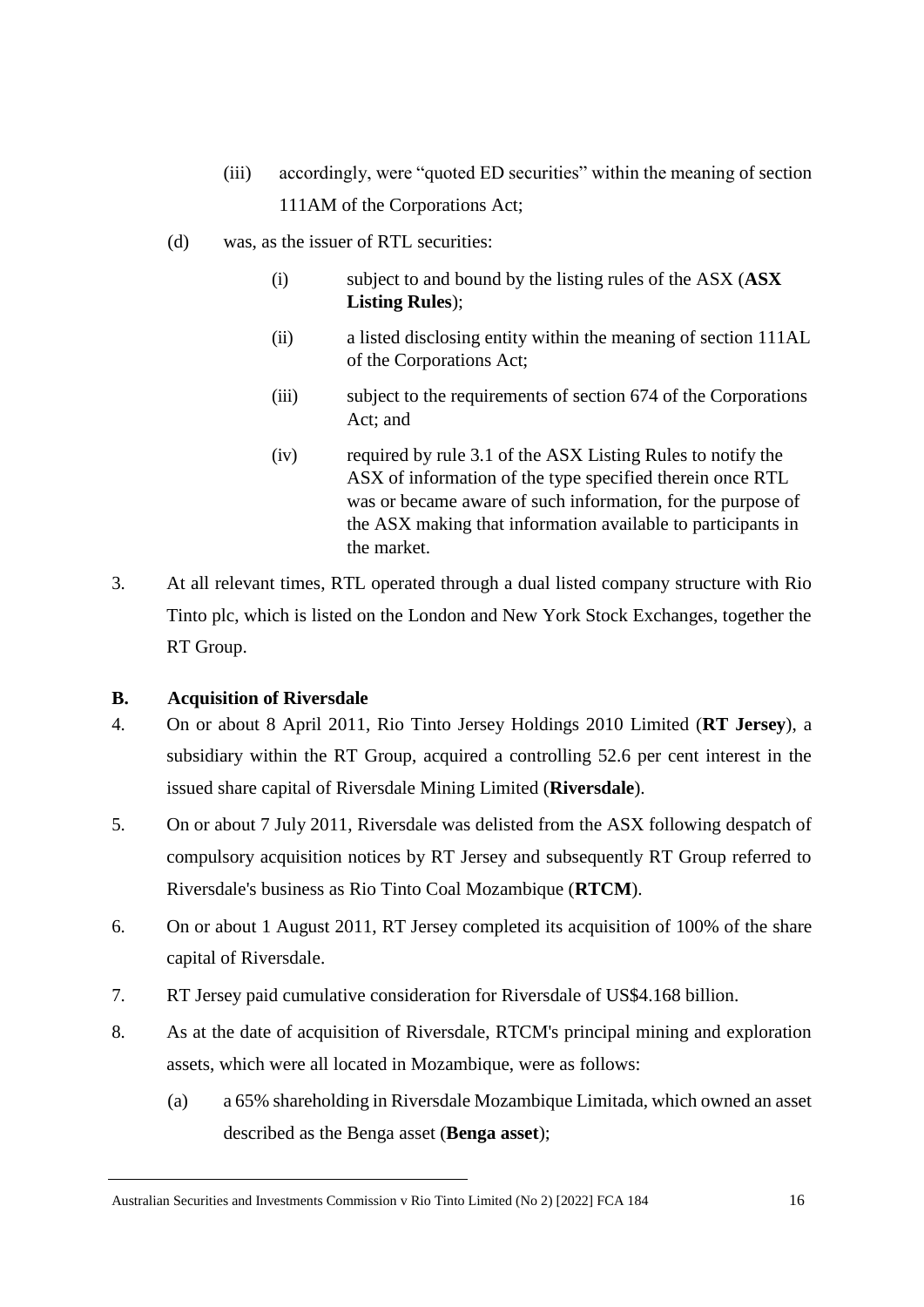(iii) accordingly, were "quoted ED securities" within the meaning of section 111AM of the Corporations Act;

(d) was, as the issuer of RTL securities:

(i) subject to and bound by the listing rules of the ASX (**ASX Listing Rules**);

(ii) a listed disclosing entity within the meaning of section 111AL of the Corporations Act;

(iii) subject to the requirements of section 674 of the Corporations Act; and

(iv) required by rule 3.1 of the ASX Listing Rules to notify the ASX of information of the type specified therein once RTL was or became aware of such information, for the purpose of the ASX making that information available to participants in the market.

3. At all relevant times, RTL operated through a dual listed company structure with Rio Tinto plc, which is listed on the London and New York Stock Exchanges, together the RT Group.

**B. Acquisition of Riversdale**

4. On or about 8 April 2011, Rio Tinto Jersey Holdings 2010 Limited (**RT Jersey**), a subsidiary within the RT Group, acquired a controlling 52.6 per cent interest in the issued share capital of Riversdale Mining Limited (**Riversdale**).

5. On or about 7 July 2011, Riversdale was delisted from the ASX following despatch of compulsory acquisition notices by RT Jersey and subsequently RT Group referred to Riversdale's business as Rio Tinto Coal Mozambique (**RTCM**).

6. On or about 1 August 2011, RT Jersey completed its acquisition of 100% of the share capital of Riversdale.

7. RT Jersey paid cumulative consideration for Riversdale of US$4.168 billion.

8. As at the date of acquisition of Riversdale, RTCM's principal mining and exploration assets, which were all located in Mozambique, were as follows:

(a) a 65% shareholding in Riversdale Mozambique Limitada, which owned an asset described as the Benga asset (**Benga asset**);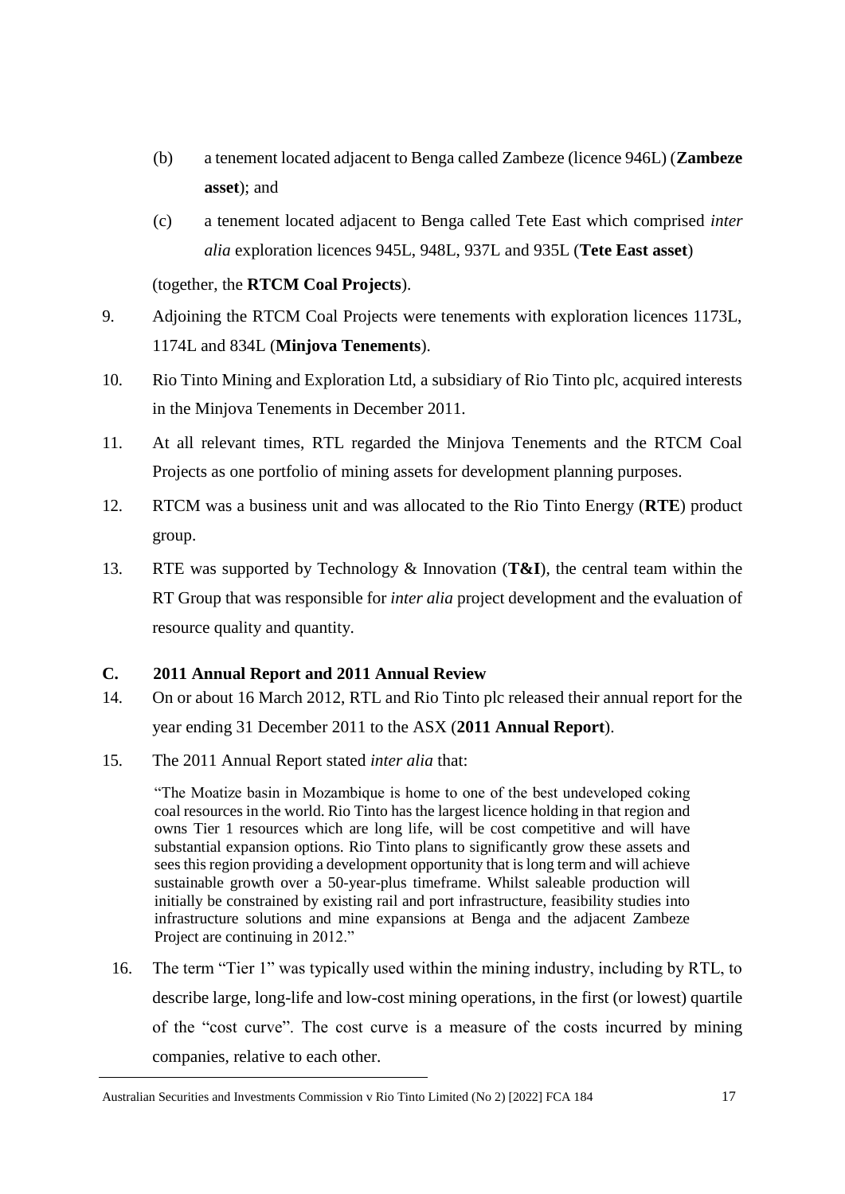(b) a tenement located adjacent to Benga called Zambeze (licence 946L) (**Zambeze asset**); and

(c) a tenement located adjacent to Benga called Tete East which comprised *inter alia* exploration licences 945L, 948L, 937L and 935L (**Tete East asset**)

(together, the **RTCM Coal Projects**).

9. Adjoining the RTCM Coal Projects were tenements with exploration licences 1173L, 1174L and 834L (**Minjova Tenements**).

10. Rio Tinto Mining and Exploration Ltd, a subsidiary of Rio Tinto plc, acquired interests in the Minjova Tenements in December 2011.

11. At all relevant times, RTL regarded the Minjova Tenements and the RTCM Coal Projects as one portfolio of mining assets for development planning purposes.

12. RTCM was a business unit and was allocated to the Rio Tinto Energy (**RTE**) product group.

13. RTE was supported by Technology & Innovation (**T&I**), the central team within the RT Group that was responsible for *inter alia* project development and the evaluation of resource quality and quantity.

## C. 2011 Annual Report and 2011 Annual Review

14. On or about 16 March 2012, RTL and Rio Tinto plc released their annual report for the year ending 31 December 2011 to the ASX (**2011 Annual Report**).

15. The 2011 Annual Report stated *inter alia* that:

> "The Moatize basin in Mozambique is home to one of the best undeveloped coking coal resources in the world. Rio Tinto has the largest licence holding in that region and owns Tier 1 resources which are long life, will be cost competitive and will have substantial expansion options. Rio Tinto plans to significantly grow these assets and sees this region providing a development opportunity that is long term and will achieve sustainable growth over a 50-year-plus timeframe. Whilst saleable production will initially be constrained by existing rail and port infrastructure, feasibility studies into infrastructure solutions and mine expansions at Benga and the adjacent Zambeze Project are continuing in 2012."

16. The term "Tier 1" was typically used within the mining industry, including by RTL, to describe large, long-life and low-cost mining operations, in the first (or lowest) quartile of the "cost curve". The cost curve is a measure of the costs incurred by mining companies, relative to each other.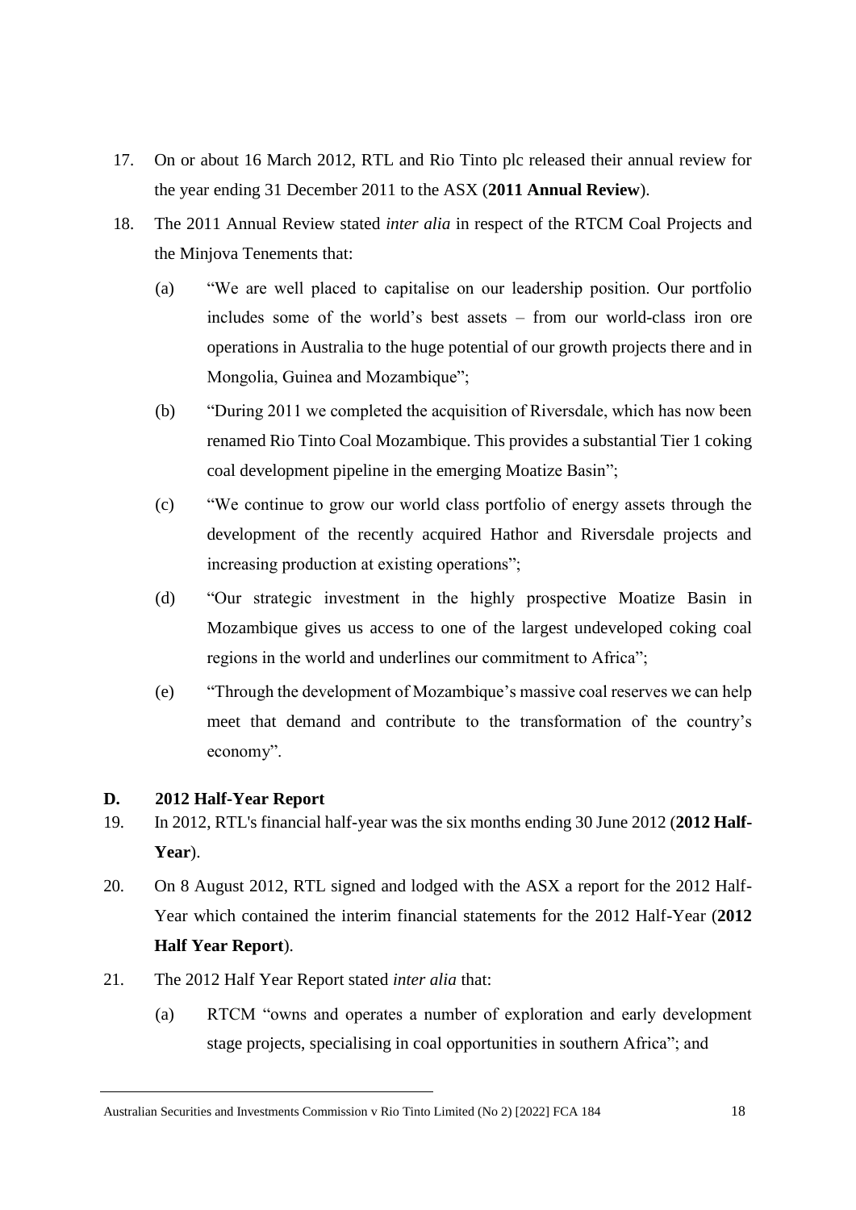17. On or about 16 March 2012, RTL and Rio Tinto plc released their annual review for the year ending 31 December 2011 to the ASX (**2011 Annual Review**).

18. The 2011 Annual Review stated *inter alia* in respect of the RTCM Coal Projects and the Minjova Tenements that:

    (a) "We are well placed to capitalise on our leadership position. Our portfolio includes some of the world's best assets – from our world-class iron ore operations in Australia to the huge potential of our growth projects there and in Mongolia, Guinea and Mozambique";

    (b) "During 2011 we completed the acquisition of Riversdale, which has now been renamed Rio Tinto Coal Mozambique. This provides a substantial Tier 1 coking coal development pipeline in the emerging Moatize Basin";

    (c) "We continue to grow our world class portfolio of energy assets through the development of the recently acquired Hathor and Riversdale projects and increasing production at existing operations";

    (d) "Our strategic investment in the highly prospective Moatize Basin in Mozambique gives us access to one of the largest undeveloped coking coal regions in the world and underlines our commitment to Africa";

    (e) "Through the development of Mozambique's massive coal reserves we can help meet that demand and contribute to the transformation of the country's economy".

## D. 2012 Half-Year Report

19. In 2012, RTL's financial half-year was the six months ending 30 June 2012 (**2012 Half-Year**).

20. On 8 August 2012, RTL signed and lodged with the ASX a report for the 2012 Half-Year which contained the interim financial statements for the 2012 Half-Year (**2012 Half Year Report**).

21. The 2012 Half Year Report stated *inter alia* that:

    (a) RTCM "owns and operates a number of exploration and early development stage projects, specialising in coal opportunities in southern Africa"; and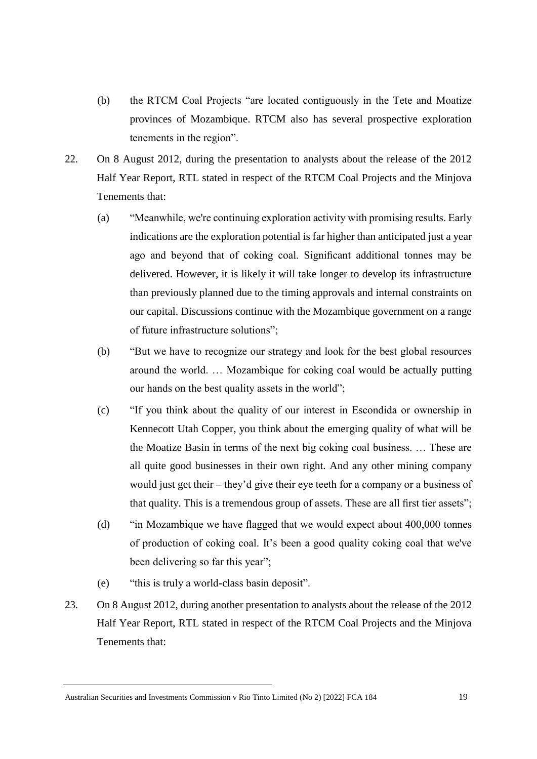(b) the RTCM Coal Projects "are located contiguously in the Tete and Moatize provinces of Mozambique. RTCM also has several prospective exploration tenements in the region".

22. On 8 August 2012, during the presentation to analysts about the release of the 2012 Half Year Report, RTL stated in respect of the RTCM Coal Projects and the Minjova Tenements that:

    (a) "Meanwhile, we're continuing exploration activity with promising results. Early indications are the exploration potential is far higher than anticipated just a year ago and beyond that of coking coal. Significant additional tonnes may be delivered. However, it is likely it will take longer to develop its infrastructure than previously planned due to the timing approvals and internal constraints on our capital. Discussions continue with the Mozambique government on a range of future infrastructure solutions";

    (b) "But we have to recognize our strategy and look for the best global resources around the world. … Mozambique for coking coal would be actually putting our hands on the best quality assets in the world";

    (c) "If you think about the quality of our interest in Escondida or ownership in Kennecott Utah Copper, you think about the emerging quality of what will be the Moatize Basin in terms of the next big coking coal business. … These are all quite good businesses in their own right. And any other mining company would just get their – they'd give their eye teeth for a company or a business of that quality. This is a tremendous group of assets. These are all first tier assets";

    (d) "in Mozambique we have flagged that we would expect about 400,000 tonnes of production of coking coal. It's been a good quality coking coal that we've been delivering so far this year";

    (e) "this is truly a world-class basin deposit".

23. On 8 August 2012, during another presentation to analysts about the release of the 2012 Half Year Report, RTL stated in respect of the RTCM Coal Projects and the Minjova Tenements that: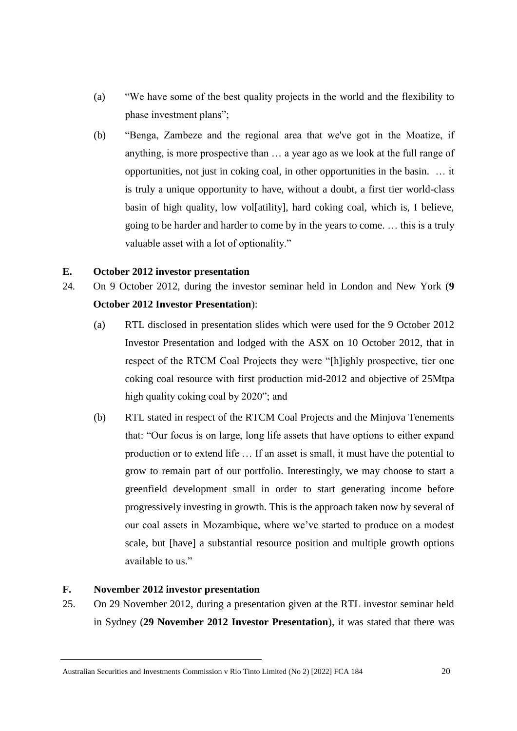(a) "We have some of the best quality projects in the world and the flexibility to phase investment plans";

(b) "Benga, Zambeze and the regional area that we've got in the Moatize, if anything, is more prospective than … a year ago as we look at the full range of opportunities, not just in coking coal, in other opportunities in the basin. … it is truly a unique opportunity to have, without a doubt, a first tier world-class basin of high quality, low vol[atility], hard coking coal, which is, I believe, going to be harder and harder to come by in the years to come. … this is a truly valuable asset with a lot of optionality."

## E. October 2012 investor presentation

24. On 9 October 2012, during the investor seminar held in London and New York (**9 October 2012 Investor Presentation**):

    (a) RTL disclosed in presentation slides which were used for the 9 October 2012 Investor Presentation and lodged with the ASX on 10 October 2012, that in respect of the RTCM Coal Projects they were "[h]ighly prospective, tier one coking coal resource with first production mid-2012 and objective of 25Mtpa high quality coking coal by 2020"; and

    (b) RTL stated in respect of the RTCM Coal Projects and the Minjova Tenements that: "Our focus is on large, long life assets that have options to either expand production or to extend life … If an asset is small, it must have the potential to grow to remain part of our portfolio. Interestingly, we may choose to start a greenfield development small in order to start generating income before progressively investing in growth. This is the approach taken now by several of our coal assets in Mozambique, where we've started to produce on a modest scale, but [have] a substantial resource position and multiple growth options available to us."

## F. November 2012 investor presentation

25. On 29 November 2012, during a presentation given at the RTL investor seminar held in Sydney (**29 November 2012 Investor Presentation**), it was stated that there was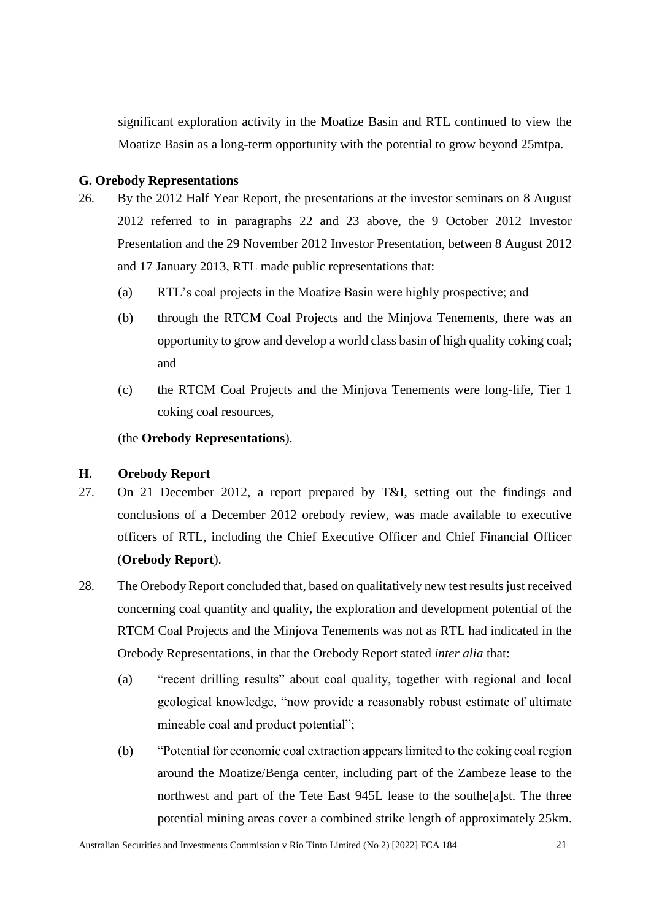significant exploration activity in the Moatize Basin and RTL continued to view the Moatize Basin as a long-term opportunity with the potential to grow beyond 25mtpa.

## G. Orebody Representations

26. By the 2012 Half Year Report, the presentations at the investor seminars on 8 August 2012 referred to in paragraphs 22 and 23 above, the 9 October 2012 Investor Presentation and the 29 November 2012 Investor Presentation, between 8 August 2012 and 17 January 2013, RTL made public representations that:

    (a) RTL's coal projects in the Moatize Basin were highly prospective; and

    (b) through the RTCM Coal Projects and the Minjova Tenements, there was an opportunity to grow and develop a world class basin of high quality coking coal; and

    (c) the RTCM Coal Projects and the Minjova Tenements were long-life, Tier 1 coking coal resources,

    (the **Orebody Representations**).

## H. Orebody Report

27. On 21 December 2012, a report prepared by T&I, setting out the findings and conclusions of a December 2012 orebody review, was made available to executive officers of RTL, including the Chief Executive Officer and Chief Financial Officer (**Orebody Report**).

28. The Orebody Report concluded that, based on qualitatively new test results just received concerning coal quantity and quality, the exploration and development potential of the RTCM Coal Projects and the Minjova Tenements was not as RTL had indicated in the Orebody Representations, in that the Orebody Report stated *inter alia* that:

    (a) "recent drilling results" about coal quality, together with regional and local geological knowledge, "now provide a reasonably robust estimate of ultimate mineable coal and product potential";

    (b) "Potential for economic coal extraction appears limited to the coking coal region around the Moatize/Benga center, including part of the Zambeze lease to the northwest and part of the Tete East 945L lease to the southe[a]st. The three potential mining areas cover a combined strike length of approximately 25km.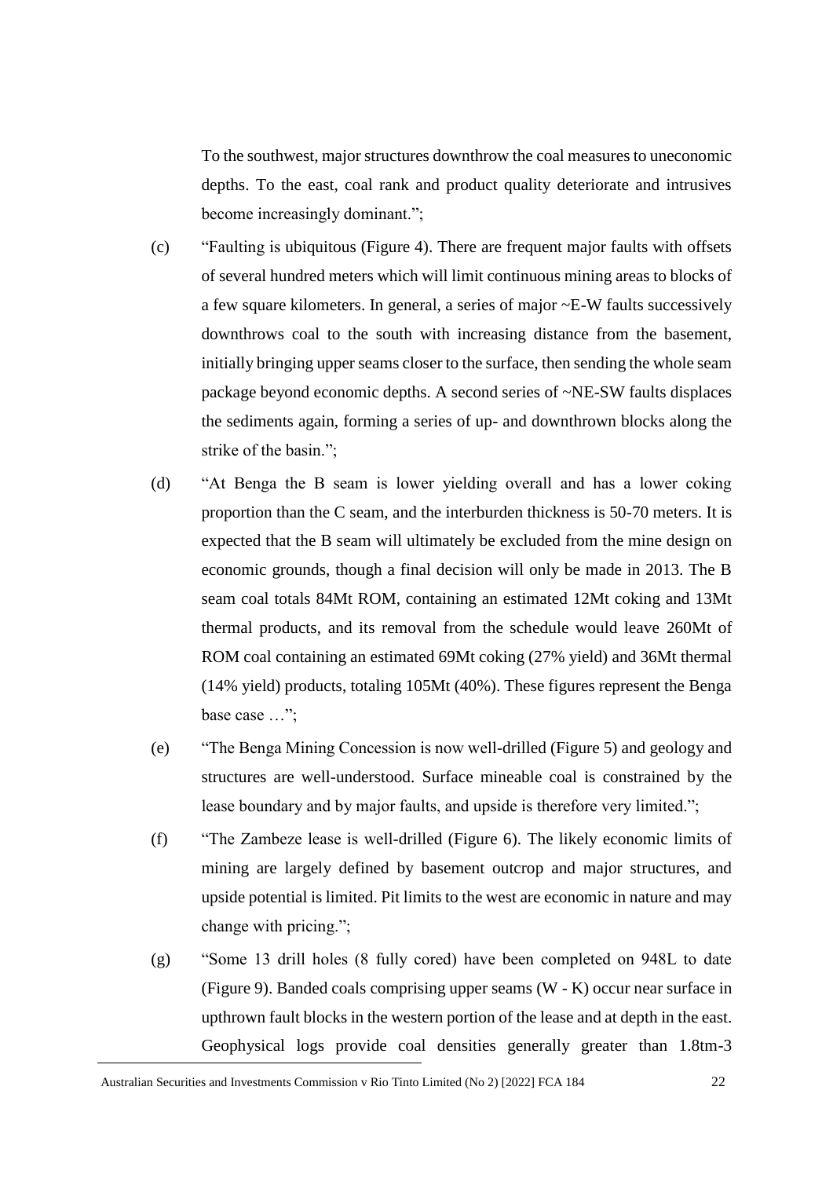To the southwest, major structures downthrow the coal measures to uneconomic depths. To the east, coal rank and product quality deteriorate and intrusives become increasingly dominant.";

(c) "Faulting is ubiquitous (Figure 4). There are frequent major faults with offsets of several hundred meters which will limit continuous mining areas to blocks of a few square kilometers. In general, a series of major ~E-W faults successively downthrows coal to the south with increasing distance from the basement, initially bringing upper seams closer to the surface, then sending the whole seam package beyond economic depths. A second series of ~NE-SW faults displaces the sediments again, forming a series of up- and downthrown blocks along the strike of the basin.";

(d) "At Benga the B seam is lower yielding overall and has a lower coking proportion than the C seam, and the interburden thickness is 50-70 meters. It is expected that the B seam will ultimately be excluded from the mine design on economic grounds, though a final decision will only be made in 2013. The B seam coal totals 84Mt ROM, containing an estimated 12Mt coking and 13Mt thermal products, and its removal from the schedule would leave 260Mt of ROM coal containing an estimated 69Mt coking (27% yield) and 36Mt thermal (14% yield) products, totaling 105Mt (40%). These figures represent the Benga base case …";

(e) "The Benga Mining Concession is now well-drilled (Figure 5) and geology and structures are well-understood. Surface mineable coal is constrained by the lease boundary and by major faults, and upside is therefore very limited.";

(f) "The Zambeze lease is well-drilled (Figure 6). The likely economic limits of mining are largely defined by basement outcrop and major structures, and upside potential is limited. Pit limits to the west are economic in nature and may change with pricing.";

(g) "Some 13 drill holes (8 fully cored) have been completed on 948L to date (Figure 9). Banded coals comprising upper seams (W - K) occur near surface in upthrown fault blocks in the western portion of the lease and at depth in the east. Geophysical logs provide coal densities generally greater than 1.8tm-3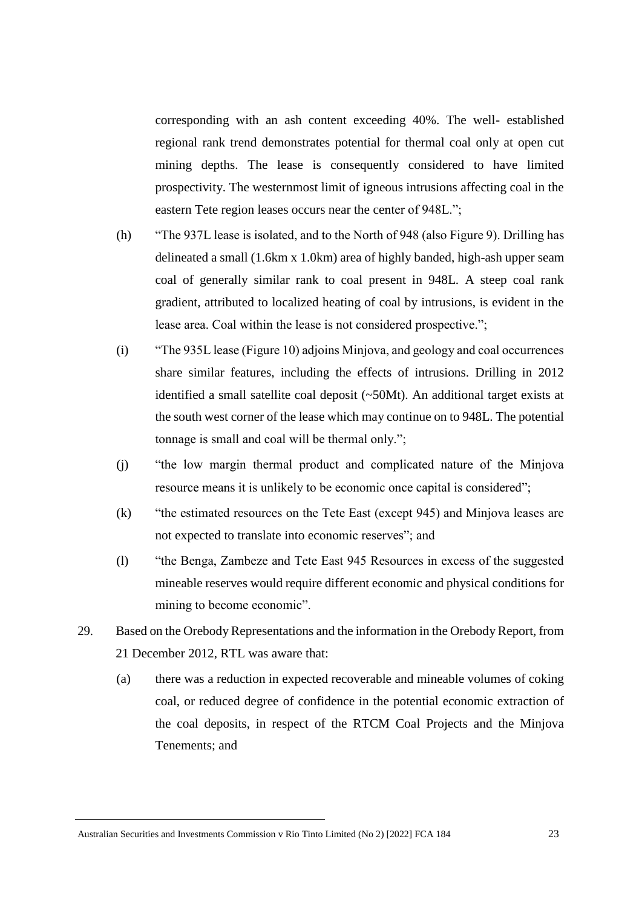corresponding with an ash content exceeding 40%. The well- established regional rank trend demonstrates potential for thermal coal only at open cut mining depths. The lease is consequently considered to have limited prospectivity. The westernmost limit of igneous intrusions affecting coal in the eastern Tete region leases occurs near the center of 948L.";

(h) "The 937L lease is isolated, and to the North of 948 (also Figure 9). Drilling has delineated a small (1.6km x 1.0km) area of highly banded, high-ash upper seam coal of generally similar rank to coal present in 948L. A steep coal rank gradient, attributed to localized heating of coal by intrusions, is evident in the lease area. Coal within the lease is not considered prospective.";

(i) "The 935L lease (Figure 10) adjoins Minjova, and geology and coal occurrences share similar features, including the effects of intrusions. Drilling in 2012 identified a small satellite coal deposit (~50Mt). An additional target exists at the south west corner of the lease which may continue on to 948L. The potential tonnage is small and coal will be thermal only.";

(j) "the low margin thermal product and complicated nature of the Minjova resource means it is unlikely to be economic once capital is considered";

(k) "the estimated resources on the Tete East (except 945) and Minjova leases are not expected to translate into economic reserves"; and

(l) "the Benga, Zambeze and Tete East 945 Resources in excess of the suggested mineable reserves would require different economic and physical conditions for mining to become economic".

29. Based on the Orebody Representations and the information in the Orebody Report, from 21 December 2012, RTL was aware that:

(a) there was a reduction in expected recoverable and mineable volumes of coking coal, or reduced degree of confidence in the potential economic extraction of the coal deposits, in respect of the RTCM Coal Projects and the Minjova Tenements; and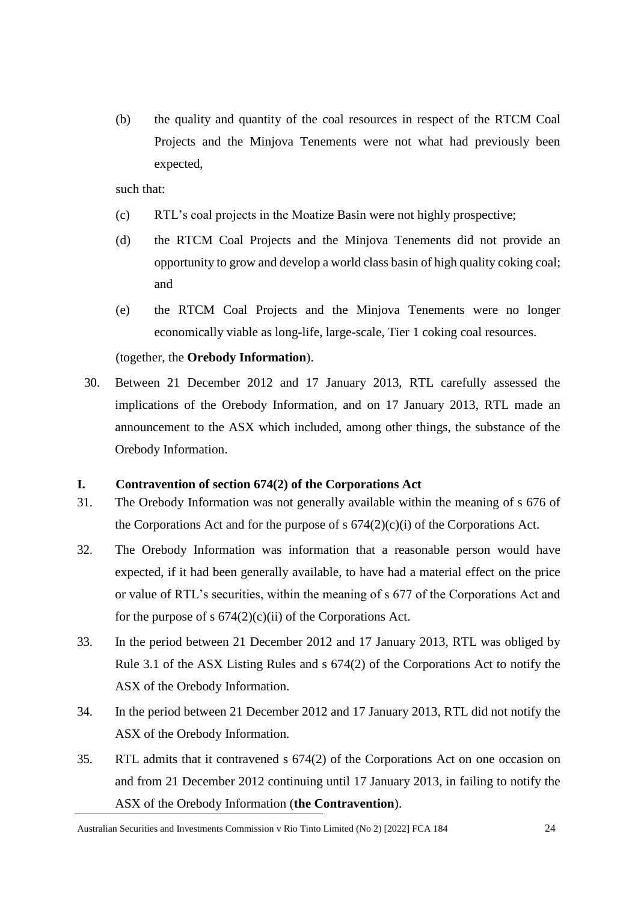(b) the quality and quantity of the coal resources in respect of the RTCM Coal Projects and the Minjova Tenements were not what had previously been expected,

such that:

(c) RTL's coal projects in the Moatize Basin were not highly prospective;

(d) the RTCM Coal Projects and the Minjova Tenements did not provide an opportunity to grow and develop a world class basin of high quality coking coal; and

(e) the RTCM Coal Projects and the Minjova Tenements were no longer economically viable as long-life, large-scale, Tier 1 coking coal resources.

(together, the **Orebody Information**).

30. Between 21 December 2012 and 17 January 2013, RTL carefully assessed the implications of the Orebody Information, and on 17 January 2013, RTL made an announcement to the ASX which included, among other things, the substance of the Orebody Information.

## I. Contravention of section 674(2) of the Corporations Act

31. The Orebody Information was not generally available within the meaning of s 676 of the Corporations Act and for the purpose of s 674(2)(c)(i) of the Corporations Act.

32. The Orebody Information was information that a reasonable person would have expected, if it had been generally available, to have had a material effect on the price or value of RTL's securities, within the meaning of s 677 of the Corporations Act and for the purpose of s 674(2)(c)(ii) of the Corporations Act.

33. In the period between 21 December 2012 and 17 January 2013, RTL was obliged by Rule 3.1 of the ASX Listing Rules and s 674(2) of the Corporations Act to notify the ASX of the Orebody Information.

34. In the period between 21 December 2012 and 17 January 2013, RTL did not notify the ASX of the Orebody Information.

35. RTL admits that it contravened s 674(2) of the Corporations Act on one occasion on and from 21 December 2012 continuing until 17 January 2013, in failing to notify the ASX of the Orebody Information (**the Contravention**).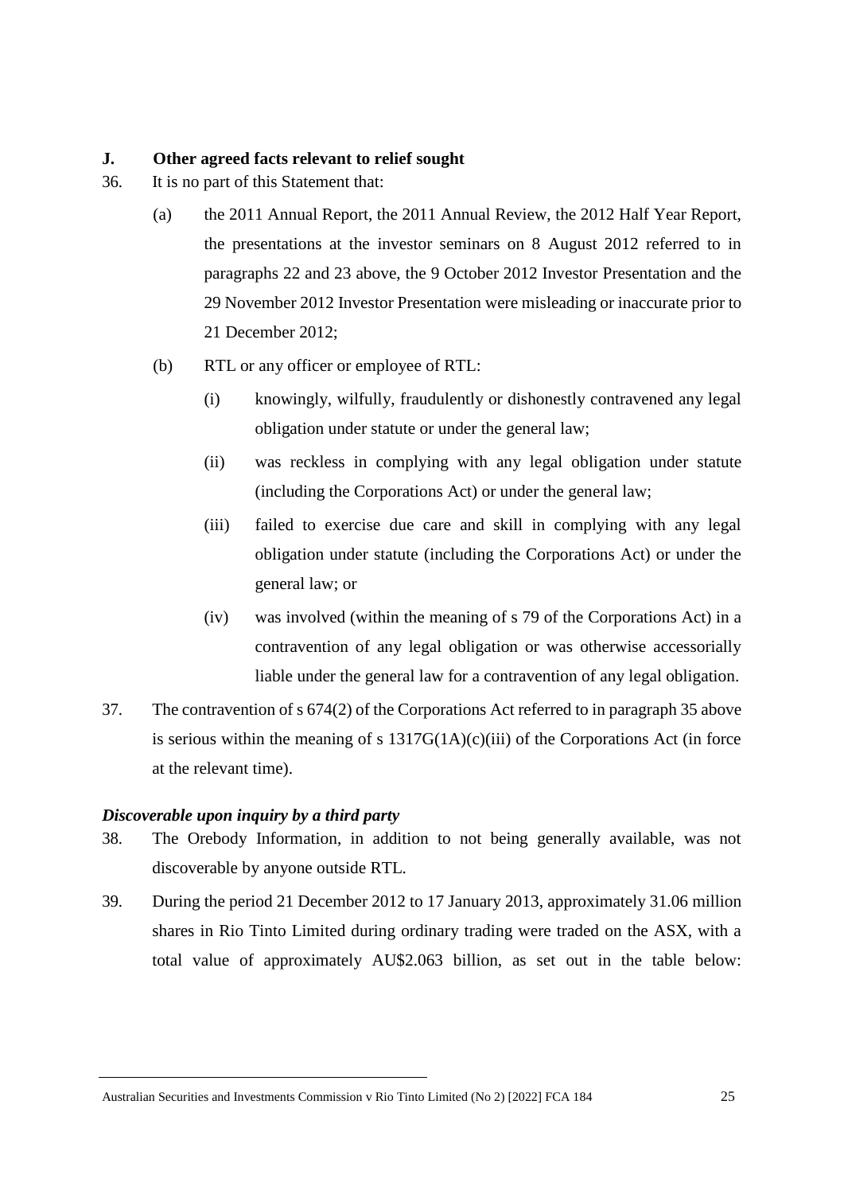## J. Other agreed facts relevant to relief sought

36. It is no part of this Statement that:

    (a) the 2011 Annual Report, the 2011 Annual Review, the 2012 Half Year Report, the presentations at the investor seminars on 8 August 2012 referred to in paragraphs 22 and 23 above, the 9 October 2012 Investor Presentation and the 29 November 2012 Investor Presentation were misleading or inaccurate prior to 21 December 2012;

    (b) RTL or any officer or employee of RTL:

        (i) knowingly, wilfully, fraudulently or dishonestly contravened any legal obligation under statute or under the general law;

        (ii) was reckless in complying with any legal obligation under statute (including the Corporations Act) or under the general law;

        (iii) failed to exercise due care and skill in complying with any legal obligation under statute (including the Corporations Act) or under the general law; or

        (iv) was involved (within the meaning of s 79 of the Corporations Act) in a contravention of any legal obligation or was otherwise accessorially liable under the general law for a contravention of any legal obligation.

37. The contravention of s 674(2) of the Corporations Act referred to in paragraph 35 above is serious within the meaning of s 1317G(1A)(c)(iii) of the Corporations Act (in force at the relevant time).

### *Discoverable upon inquiry by a third party*

38. The Orebody Information, in addition to not being generally available, was not discoverable by anyone outside RTL.

39. During the period 21 December 2012 to 17 January 2013, approximately 31.06 million shares in Rio Tinto Limited during ordinary trading were traded on the ASX, with a total value of approximately AU$2.063 billion, as set out in the table below: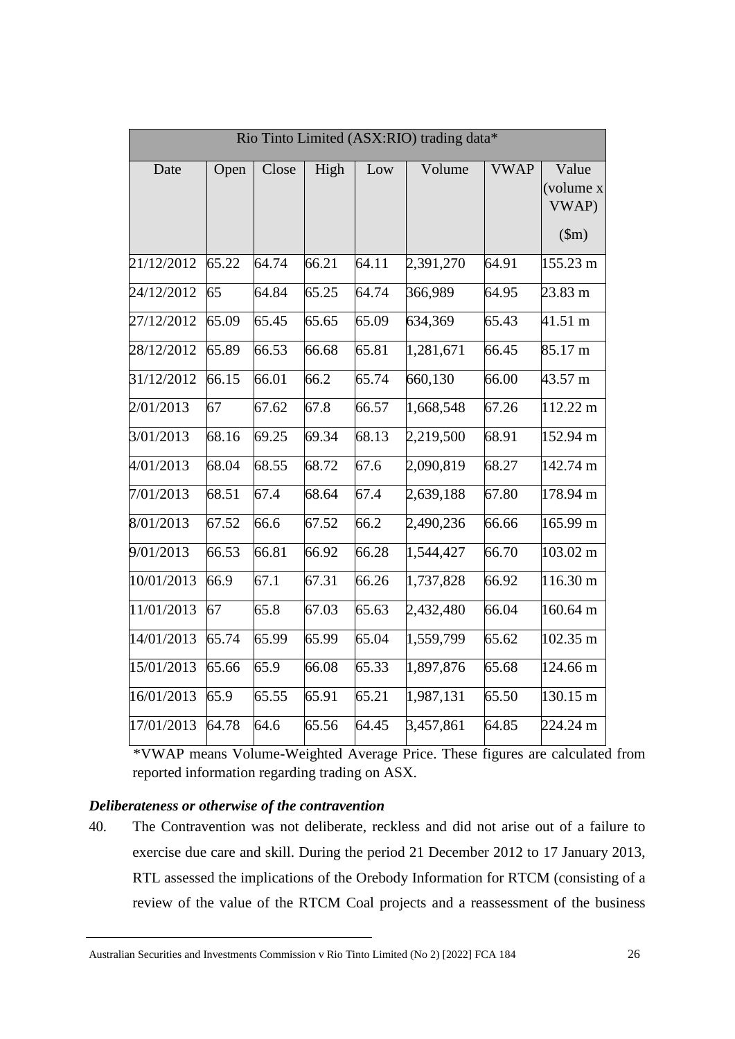| Rio Tinto Limited (ASX:RIO) trading data* | | | | | | | |
|---|---|---|---|---|---|---|---|
| Date | Open | Close | High | Low | Volume | VWAP | Value (volume x VWAP) ($m) |
| 21/12/2012 | 65.22 | 64.74 | 66.21 | 64.11 | 2,391,270 | 64.91 | 155.23 m |
| 24/12/2012 | 65 | 64.84 | 65.25 | 64.74 | 366,989 | 64.95 | 23.83 m |
| 27/12/2012 | 65.09 | 65.45 | 65.65 | 65.09 | 634,369 | 65.43 | 41.51 m |
| 28/12/2012 | 65.89 | 66.53 | 66.68 | 65.81 | 1,281,671 | 66.45 | 85.17 m |
| 31/12/2012 | 66.15 | 66.01 | 66.2 | 65.74 | 660,130 | 66.00 | 43.57 m |
| 2/01/2013 | 67 | 67.62 | 67.8 | 66.57 | 1,668,548 | 67.26 | 112.22 m |
| 3/01/2013 | 68.16 | 69.25 | 69.34 | 68.13 | 2,219,500 | 68.91 | 152.94 m |
| 4/01/2013 | 68.04 | 68.55 | 68.72 | 67.6 | 2,090,819 | 68.27 | 142.74 m |
| 7/01/2013 | 68.51 | 67.4 | 68.64 | 67.4 | 2,639,188 | 67.80 | 178.94 m |
| 8/01/2013 | 67.52 | 66.6 | 67.52 | 66.2 | 2,490,236 | 66.66 | 165.99 m |
| 9/01/2013 | 66.53 | 66.81 | 66.92 | 66.28 | 1,544,427 | 66.70 | 103.02 m |
| 10/01/2013 | 66.9 | 67.1 | 67.31 | 66.26 | 1,737,828 | 66.92 | 116.30 m |
| 11/01/2013 | 67 | 65.8 | 67.03 | 65.63 | 2,432,480 | 66.04 | 160.64 m |
| 14/01/2013 | 65.74 | 65.99 | 65.99 | 65.04 | 1,559,799 | 65.62 | 102.35 m |
| 15/01/2013 | 65.66 | 65.9 | 66.08 | 65.33 | 1,897,876 | 65.68 | 124.66 m |
| 16/01/2013 | 65.9 | 65.55 | 65.91 | 65.21 | 1,987,131 | 65.50 | 130.15 m |
| 17/01/2013 | 64.78 | 64.6 | 65.56 | 64.45 | 3,457,861 | 64.85 | 224.24 m |

*VWAP means Volume-Weighted Average Price. These figures are calculated from reported information regarding trading on ASX.

### *Deliberateness or otherwise of the contravention*

40. The Contravention was not deliberate, reckless and did not arise out of a failure to exercise due care and skill. During the period 21 December 2012 to 17 January 2013, RTL assessed the implications of the Orebody Information for RTCM (consisting of a review of the value of the RTCM Coal projects and a reassessment of the business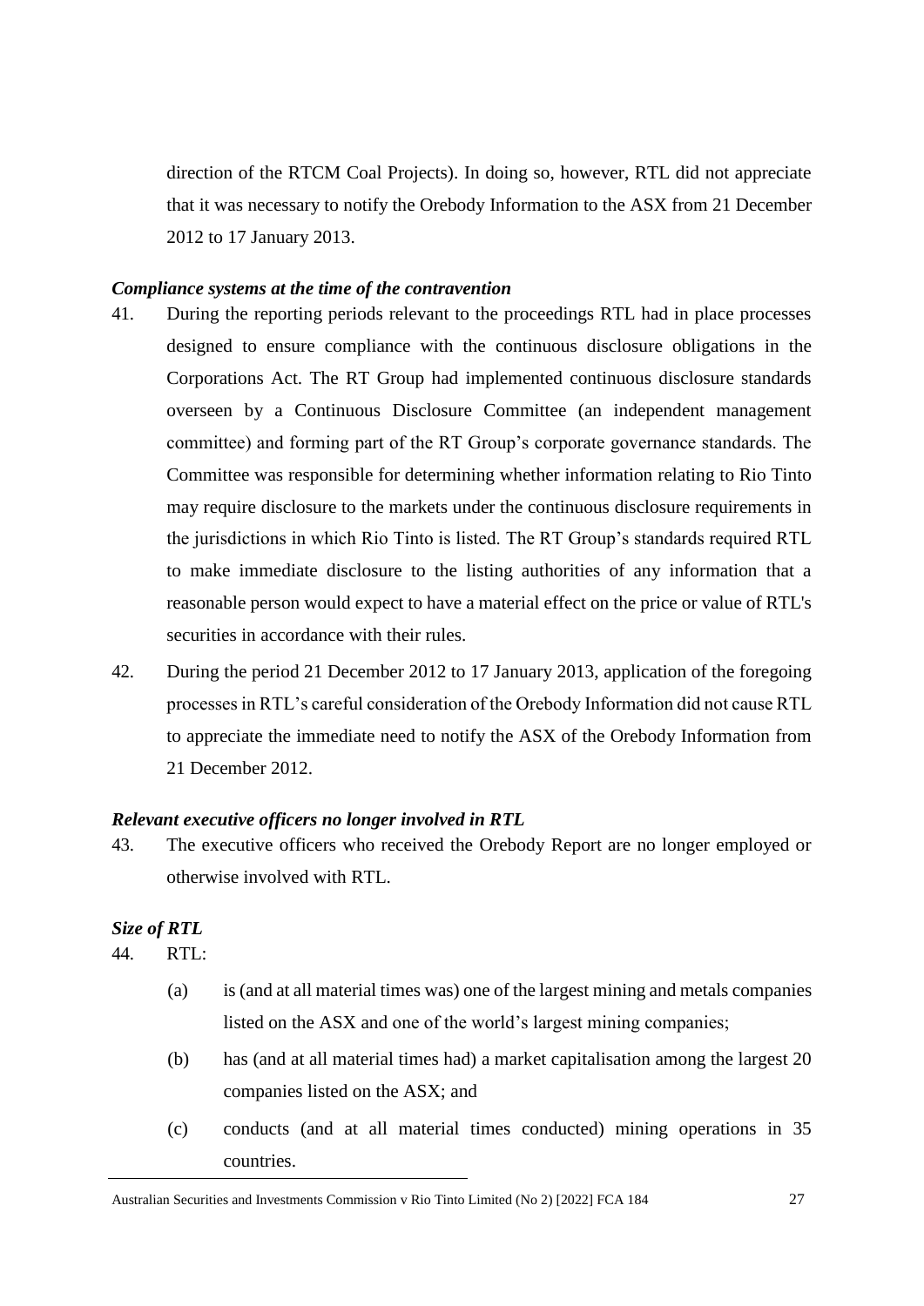direction of the RTCM Coal Projects). In doing so, however, RTL did not appreciate that it was necessary to notify the Orebody Information to the ASX from 21 December 2012 to 17 January 2013.

### *Compliance systems at the time of the contravention*

41. During the reporting periods relevant to the proceedings RTL had in place processes designed to ensure compliance with the continuous disclosure obligations in the Corporations Act. The RT Group had implemented continuous disclosure standards overseen by a Continuous Disclosure Committee (an independent management committee) and forming part of the RT Group's corporate governance standards. The Committee was responsible for determining whether information relating to Rio Tinto may require disclosure to the markets under the continuous disclosure requirements in the jurisdictions in which Rio Tinto is listed. The RT Group's standards required RTL to make immediate disclosure to the listing authorities of any information that a reasonable person would expect to have a material effect on the price or value of RTL's securities in accordance with their rules.

42. During the period 21 December 2012 to 17 January 2013, application of the foregoing processes in RTL's careful consideration of the Orebody Information did not cause RTL to appreciate the immediate need to notify the ASX of the Orebody Information from 21 December 2012.

### *Relevant executive officers no longer involved in RTL*

43. The executive officers who received the Orebody Report are no longer employed or otherwise involved with RTL.

### *Size of RTL*

44. RTL:

    (a) is (and at all material times was) one of the largest mining and metals companies listed on the ASX and one of the world's largest mining companies;

    (b) has (and at all material times had) a market capitalisation among the largest 20 companies listed on the ASX; and

    (c) conducts (and at all material times conducted) mining operations in 35 countries.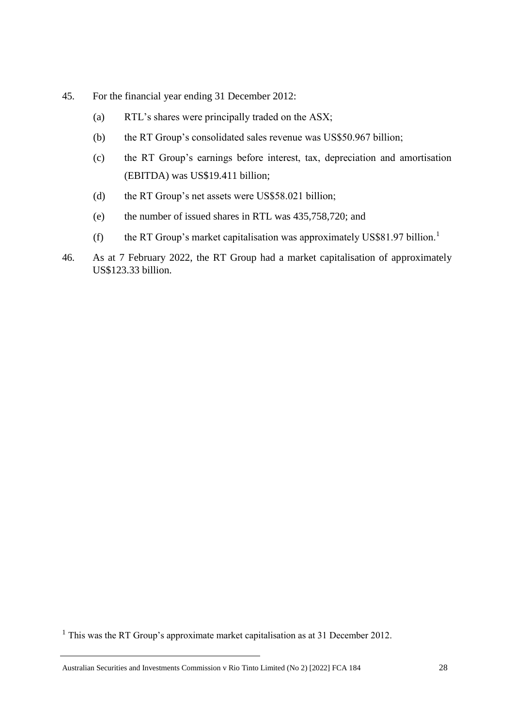45. For the financial year ending 31 December 2012:

    (a) RTL's shares were principally traded on the ASX;

    (b) the RT Group's consolidated sales revenue was US$50.967 billion;

    (c) the RT Group's earnings before interest, tax, depreciation and amortisation (EBITDA) was US$19.411 billion;

    (d) the RT Group's net assets were US$58.021 billion;

    (e) the number of issued shares in RTL was 435,758,720; and

    (f) the RT Group's market capitalisation was approximately US$81.97 billion.[1]

46. As at 7 February 2022, the RT Group had a market capitalisation of approximately US$123.33 billion.

[1] This was the RT Group's approximate market capitalisation as at 31 December 2012.